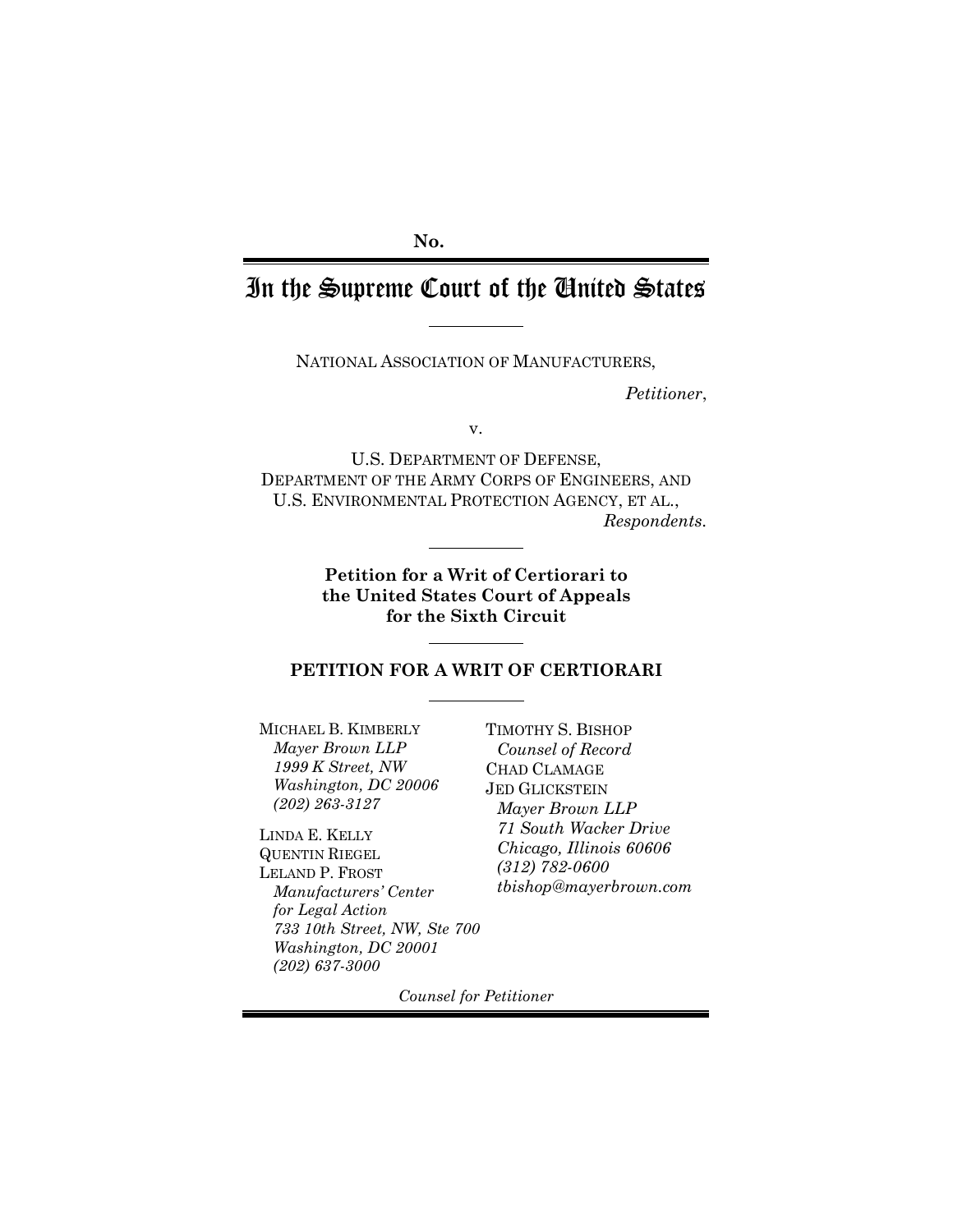No.

# In the Supreme Court of the United States

NATIONAL ASSOCIATION OF MANUFACTURERS,

*Petitioner*,

v.

U.S. DEPARTMENT OF DEFENSE, DEPARTMENT OF THE ARMY CORPS OF ENGINEERS, AND U.S. ENVIRONMENTAL PROTECTION AGENCY, ET AL.,

*Respondents.*

**Petition for a Writ of Certiorari to the United States Court of Appeals for the Sixth Circuit**

**PETITION FOR A WRIT OF CERTIORARI**

MICHAEL B. KIMBERLY
*Mayer Brown LLP*
*1999 K Street, NW*
*Washington, DC 20006*
*(202) 263-3127*

LINDA E. KELLY
QUENTIN RIEGEL
LELAND P. FROST
*Manufacturers' Center for Legal Action*
*733 10th Street, NW, Ste 700*
*Washington, DC 20001*
*(202) 637-3000*

TIMOTHY S. BISHOP
*Counsel of Record*
CHAD CLAMAGE
JED GLICKSTEIN
*Mayer Brown LLP*
*71 South Wacker Drive*
*Chicago, Illinois 60606*
*(312) 782-0600*
*tbishop@mayerbrown.com*

*Counsel for Petitioner*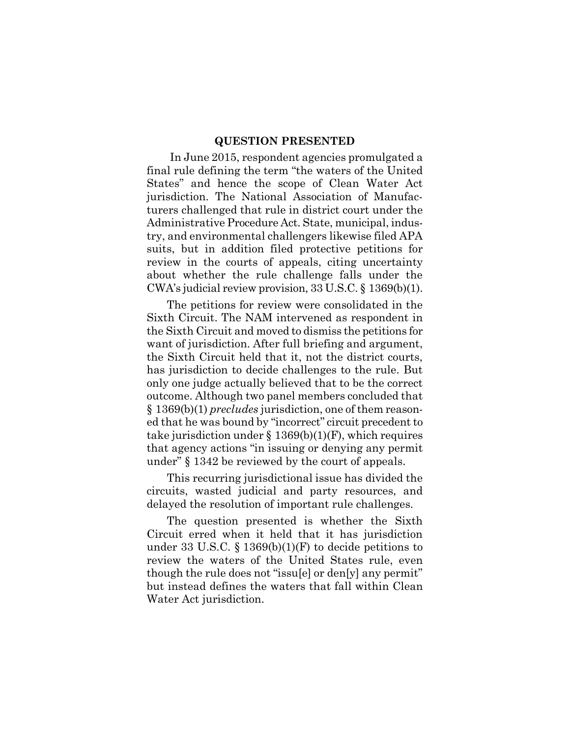## QUESTION PRESENTED

In June 2015, respondent agencies promulgated a final rule defining the term "the waters of the United States" and hence the scope of Clean Water Act jurisdiction. The National Association of Manufacturers challenged that rule in district court under the Administrative Procedure Act. State, municipal, industry, and environmental challengers likewise filed APA suits, but in addition filed protective petitions for review in the courts of appeals, citing uncertainty about whether the rule challenge falls under the CWA's judicial review provision, 33 U.S.C. § 1369(b)(1).

The petitions for review were consolidated in the Sixth Circuit. The NAM intervened as respondent in the Sixth Circuit and moved to dismiss the petitions for want of jurisdiction. After full briefing and argument, the Sixth Circuit held that it, not the district courts, has jurisdiction to decide challenges to the rule. But only one judge actually believed that to be the correct outcome. Although two panel members concluded that § 1369(b)(1) *precludes* jurisdiction, one of them reasoned that he was bound by "incorrect" circuit precedent to take jurisdiction under § 1369(b)(1)(F), which requires that agency actions "in issuing or denying any permit under" § 1342 be reviewed by the court of appeals.

This recurring jurisdictional issue has divided the circuits, wasted judicial and party resources, and delayed the resolution of important rule challenges.

The question presented is whether the Sixth Circuit erred when it held that it has jurisdiction under 33 U.S.C. § 1369(b)(1)(F) to decide petitions to review the waters of the United States rule, even though the rule does not "issu[e] or den[y] any permit" but instead defines the waters that fall within Clean Water Act jurisdiction.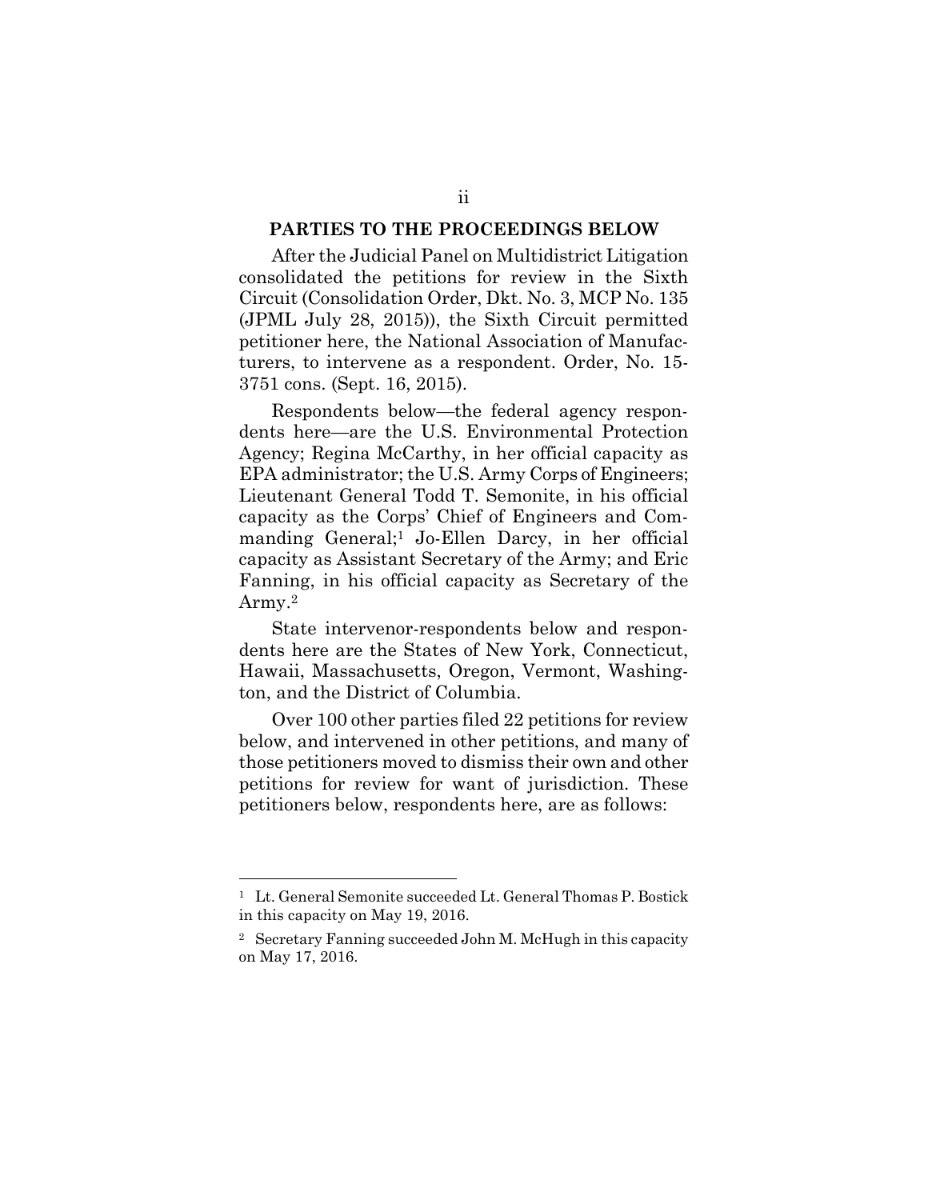## PARTIES TO THE PROCEEDINGS BELOW

After the Judicial Panel on Multidistrict Litigation consolidated the petitions for review in the Sixth Circuit (Consolidation Order, Dkt. No. 3, MCP No. 135 (JPML July 28, 2015)), the Sixth Circuit permitted petitioner here, the National Association of Manufacturers, to intervene as a respondent. Order, No. 15-3751 cons. (Sept. 16, 2015).

Respondents below—the federal agency respondents here—are the U.S. Environmental Protection Agency; Regina McCarthy, in her official capacity as EPA administrator; the U.S. Army Corps of Engineers; Lieutenant General Todd T. Semonite, in his official capacity as the Corps' Chief of Engineers and Commanding General;[1] Jo-Ellen Darcy, in her official capacity as Assistant Secretary of the Army; and Eric Fanning, in his official capacity as Secretary of the Army.[2]

State intervenor-respondents below and respondents here are the States of New York, Connecticut, Hawaii, Massachusetts, Oregon, Vermont, Washington, and the District of Columbia.

Over 100 other parties filed 22 petitions for review below, and intervened in other petitions, and many of those petitioners moved to dismiss their own and other petitions for review for want of jurisdiction. These petitioners below, respondents here, are as follows:

---

[1] Lt. General Semonite succeeded Lt. General Thomas P. Bostick in this capacity on May 19, 2016.

[2] Secretary Fanning succeeded John M. McHugh in this capacity on May 17, 2016.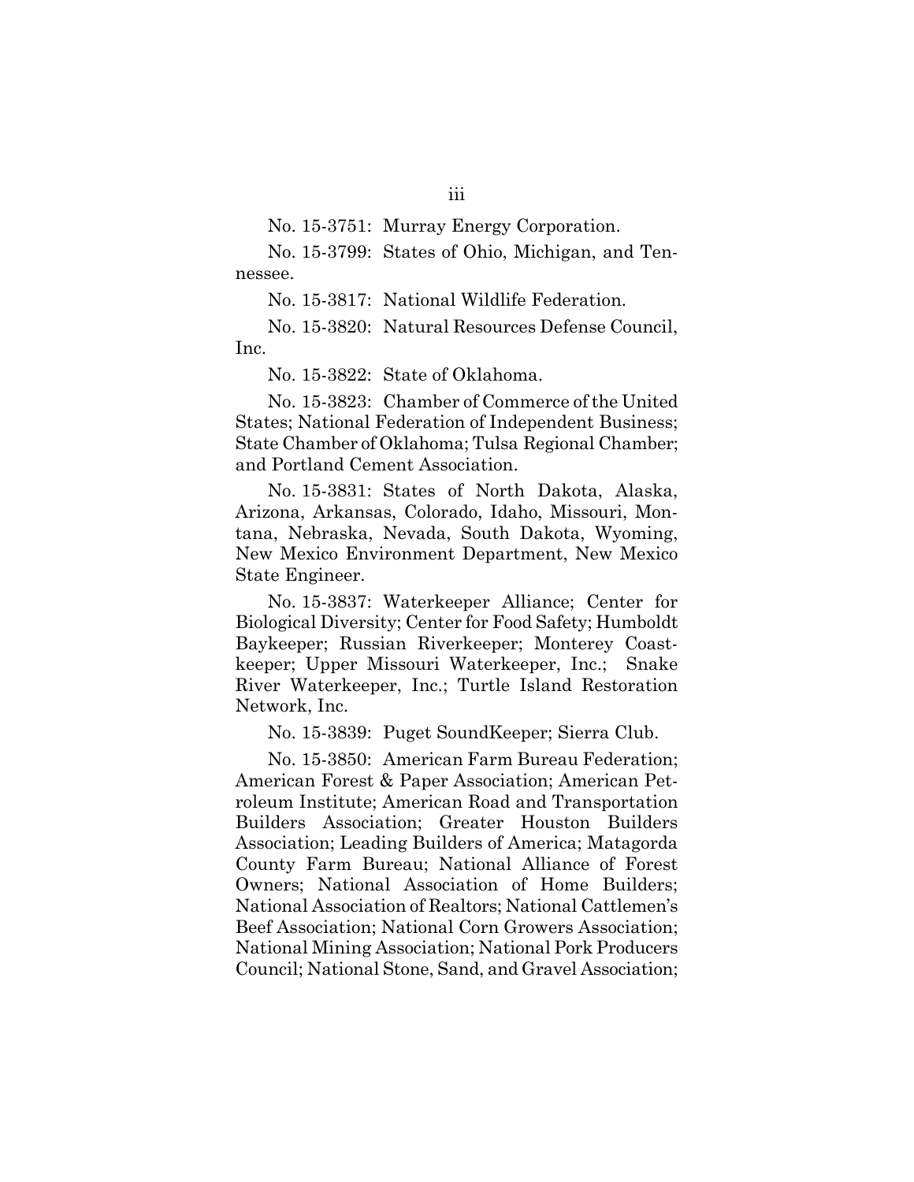No. 15-3751: Murray Energy Corporation.

No. 15-3799: States of Ohio, Michigan, and Tennessee.

No. 15-3817: National Wildlife Federation.

No. 15-3820: Natural Resources Defense Council, Inc.

No. 15-3822: State of Oklahoma.

No. 15-3823: Chamber of Commerce of the United States; National Federation of Independent Business; State Chamber of Oklahoma; Tulsa Regional Chamber; and Portland Cement Association.

No. 15-3831: States of North Dakota, Alaska, Arizona, Arkansas, Colorado, Idaho, Missouri, Montana, Nebraska, Nevada, South Dakota, Wyoming, New Mexico Environment Department, New Mexico State Engineer.

No. 15-3837: Waterkeeper Alliance; Center for Biological Diversity; Center for Food Safety; Humboldt Baykeeper; Russian Riverkeeper; Monterey Coastkeeper; Upper Missouri Waterkeeper, Inc.; Snake River Waterkeeper, Inc.; Turtle Island Restoration Network, Inc.

No. 15-3839: Puget SoundKeeper; Sierra Club.

No. 15-3850: American Farm Bureau Federation; American Forest & Paper Association; American Petroleum Institute; American Road and Transportation Builders Association; Greater Houston Builders Association; Leading Builders of America; Matagorda County Farm Bureau; National Alliance of Forest Owners; National Association of Home Builders; National Association of Realtors; National Cattlemen's Beef Association; National Corn Growers Association; National Mining Association; National Pork Producers Council; National Stone, Sand, and Gravel Association;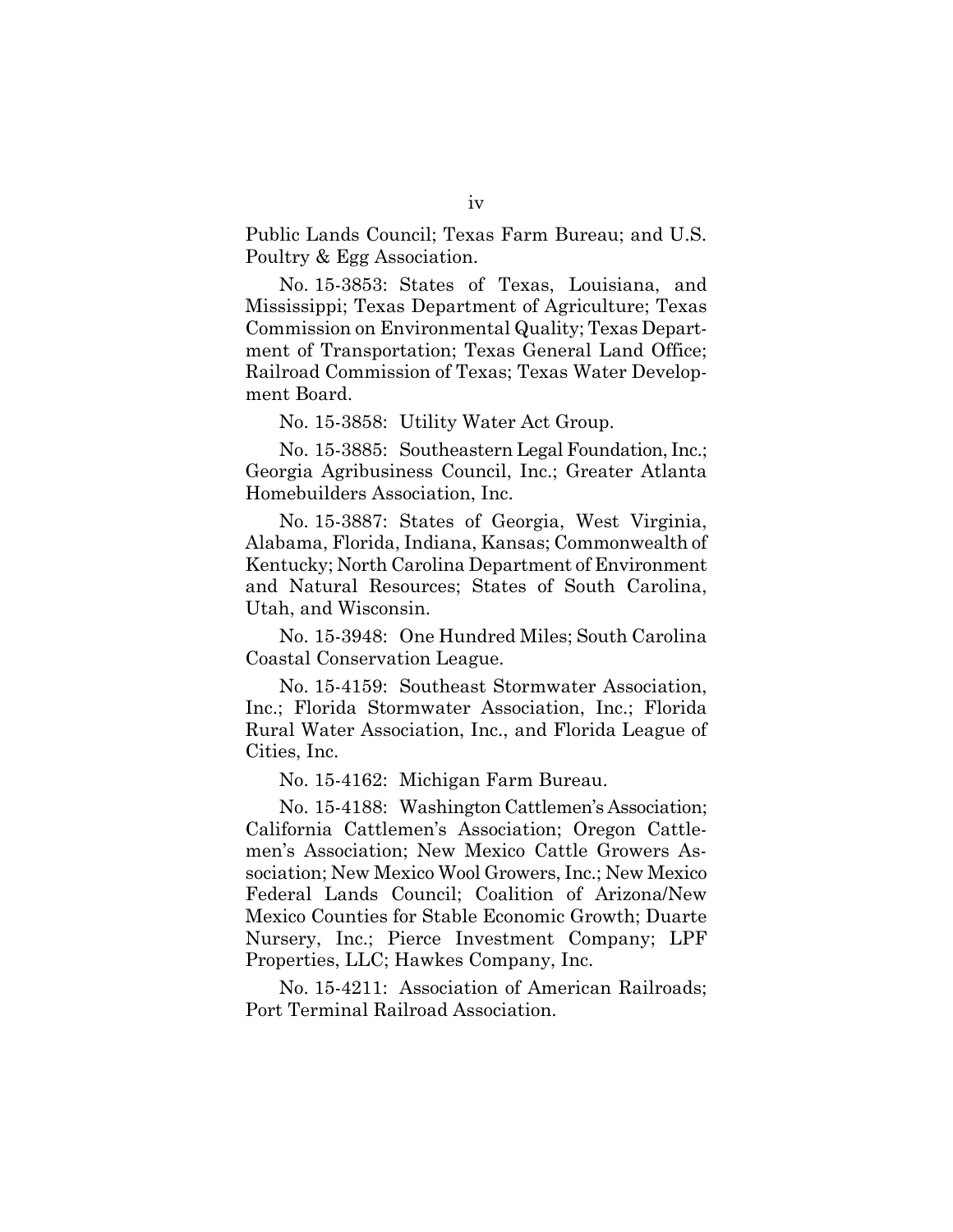Public Lands Council; Texas Farm Bureau; and U.S. Poultry & Egg Association.

No. 15-3853: States of Texas, Louisiana, and Mississippi; Texas Department of Agriculture; Texas Commission on Environmental Quality; Texas Department of Transportation; Texas General Land Office; Railroad Commission of Texas; Texas Water Development Board.

No. 15-3858: Utility Water Act Group.

No. 15-3885: Southeastern Legal Foundation, Inc.; Georgia Agribusiness Council, Inc.; Greater Atlanta Homebuilders Association, Inc.

No. 15-3887: States of Georgia, West Virginia, Alabama, Florida, Indiana, Kansas; Commonwealth of Kentucky; North Carolina Department of Environment and Natural Resources; States of South Carolina, Utah, and Wisconsin.

No. 15-3948: One Hundred Miles; South Carolina Coastal Conservation League.

No. 15-4159: Southeast Stormwater Association, Inc.; Florida Stormwater Association, Inc.; Florida Rural Water Association, Inc., and Florida League of Cities, Inc.

No. 15-4162: Michigan Farm Bureau.

No. 15-4188: Washington Cattlemen's Association; California Cattlemen's Association; Oregon Cattlemen's Association; New Mexico Cattle Growers Association; New Mexico Wool Growers, Inc.; New Mexico Federal Lands Council; Coalition of Arizona/New Mexico Counties for Stable Economic Growth; Duarte Nursery, Inc.; Pierce Investment Company; LPF Properties, LLC; Hawkes Company, Inc.

No. 15-4211: Association of American Railroads; Port Terminal Railroad Association.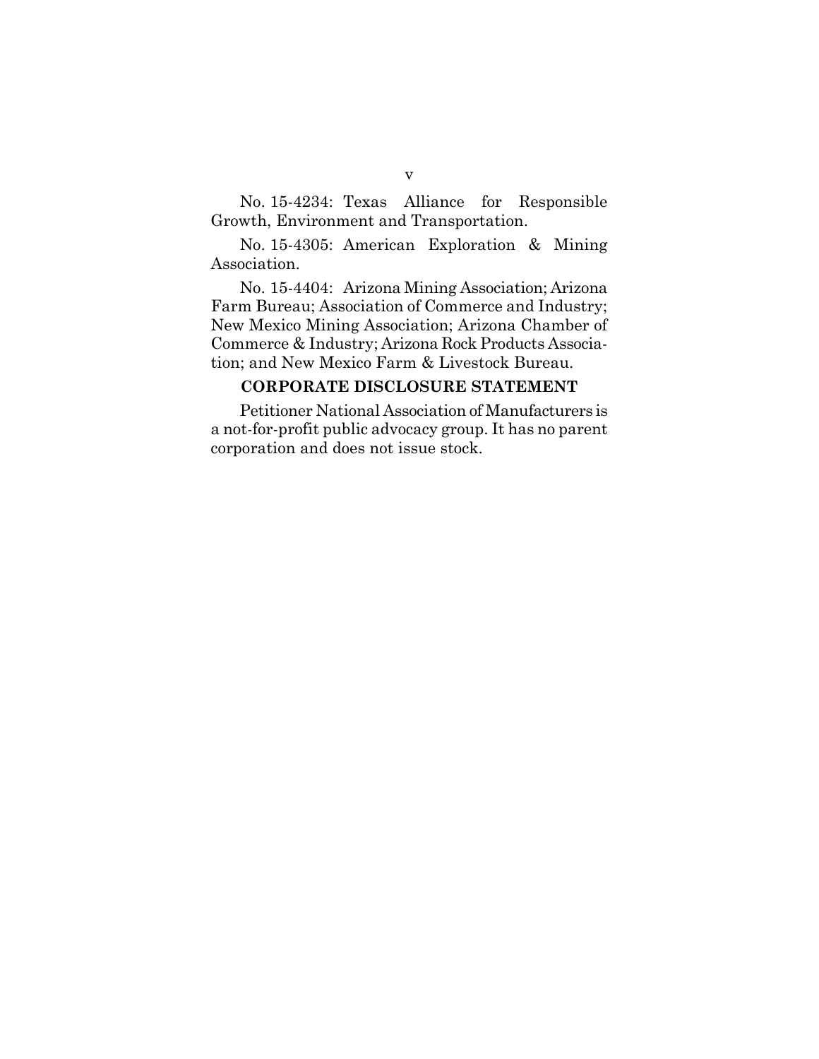No. 15-4234: Texas Alliance for Responsible Growth, Environment and Transportation.

No. 15-4305: American Exploration & Mining Association.

No. 15-4404: Arizona Mining Association; Arizona Farm Bureau; Association of Commerce and Industry; New Mexico Mining Association; Arizona Chamber of Commerce & Industry; Arizona Rock Products Association; and New Mexico Farm & Livestock Bureau.

## CORPORATE DISCLOSURE STATEMENT

Petitioner National Association of Manufacturers is a not-for-profit public advocacy group. It has no parent corporation and does not issue stock.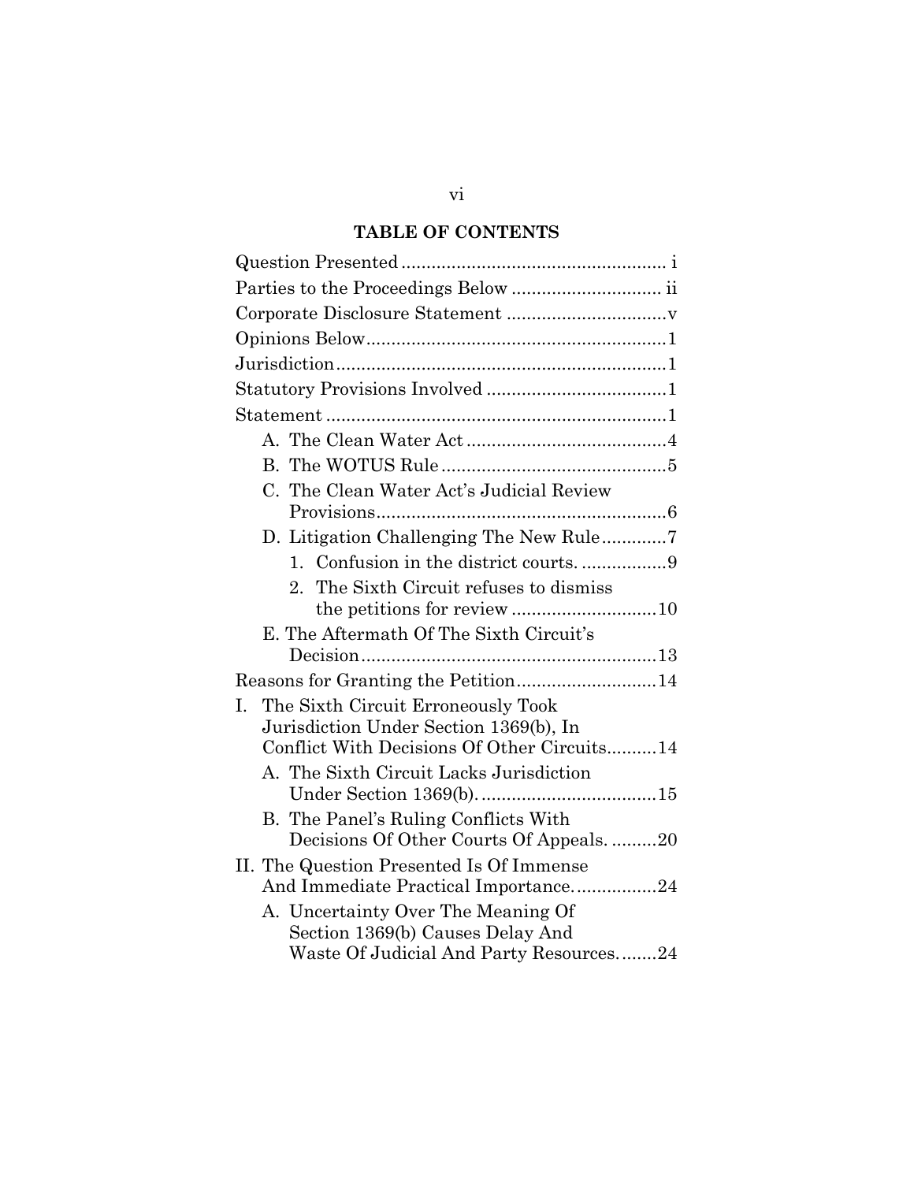## TABLE OF CONTENTS

Question Presented .................................................... i

Parties to the Proceedings Below ............................. ii

Corporate Disclosure Statement ...............................v

Opinions Below...........................................................1

Jurisdiction.................................................................1

Statutory Provisions Involved ....................................1

Statement ....................................................................1

- A. The Clean Water Act ........................................4
- B. The WOTUS Rule .............................................5
- C. The Clean Water Act's Judicial Review Provisions..........................................................6
- D. Litigation Challenging The New Rule.............7
  - 1. Confusion in the district courts. .................9
  - 2. The Sixth Circuit refuses to dismiss the petitions for review .............................10
- E. The Aftermath Of The Sixth Circuit's Decision...........................................................13

Reasons for Granting the Petition............................14

I. The Sixth Circuit Erroneously Took Jurisdiction Under Section 1369(b), In Conflict With Decisions Of Other Circuits..........14

- A. The Sixth Circuit Lacks Jurisdiction Under Section 1369(b). ..................................15
- B. The Panel's Ruling Conflicts With Decisions Of Other Courts Of Appeals. .........20

II. The Question Presented Is Of Immense And Immediate Practical Importance.................24

- A. Uncertainty Over The Meaning Of Section 1369(b) Causes Delay And Waste Of Judicial And Party Resources........24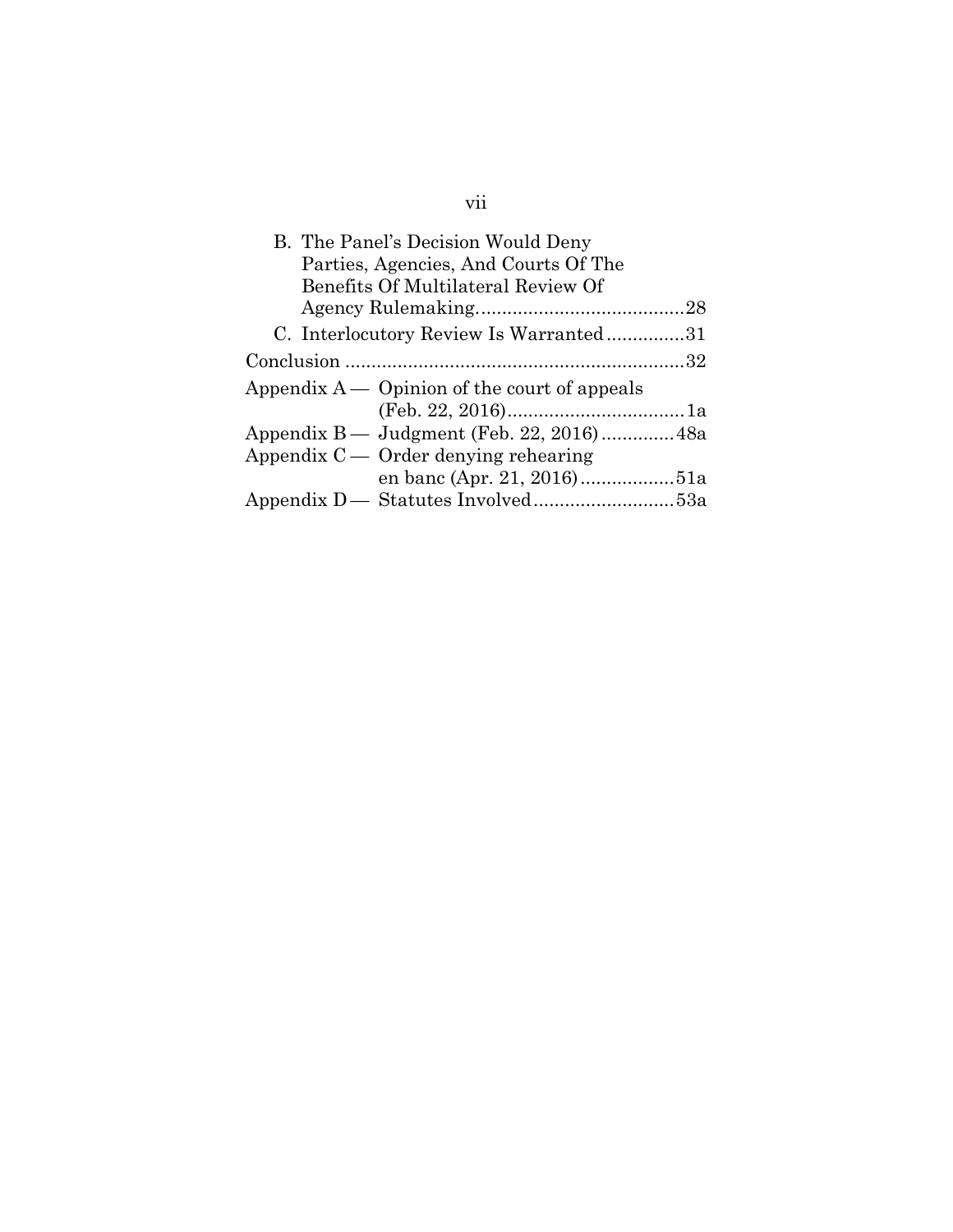B. The Panel's Decision Would Deny Parties, Agencies, And Courts Of The Benefits Of Multilateral Review Of Agency Rulemaking........................................28

C. Interlocutory Review Is Warranted...............31

Conclusion .................................................................32

Appendix A — Opinion of the court of appeals (Feb. 22, 2016)..................................1a

Appendix B — Judgment (Feb. 22, 2016)..............48a

Appendix C — Order denying rehearing en banc (Apr. 21, 2016)..................51a

Appendix D — Statutes Involved...........................53a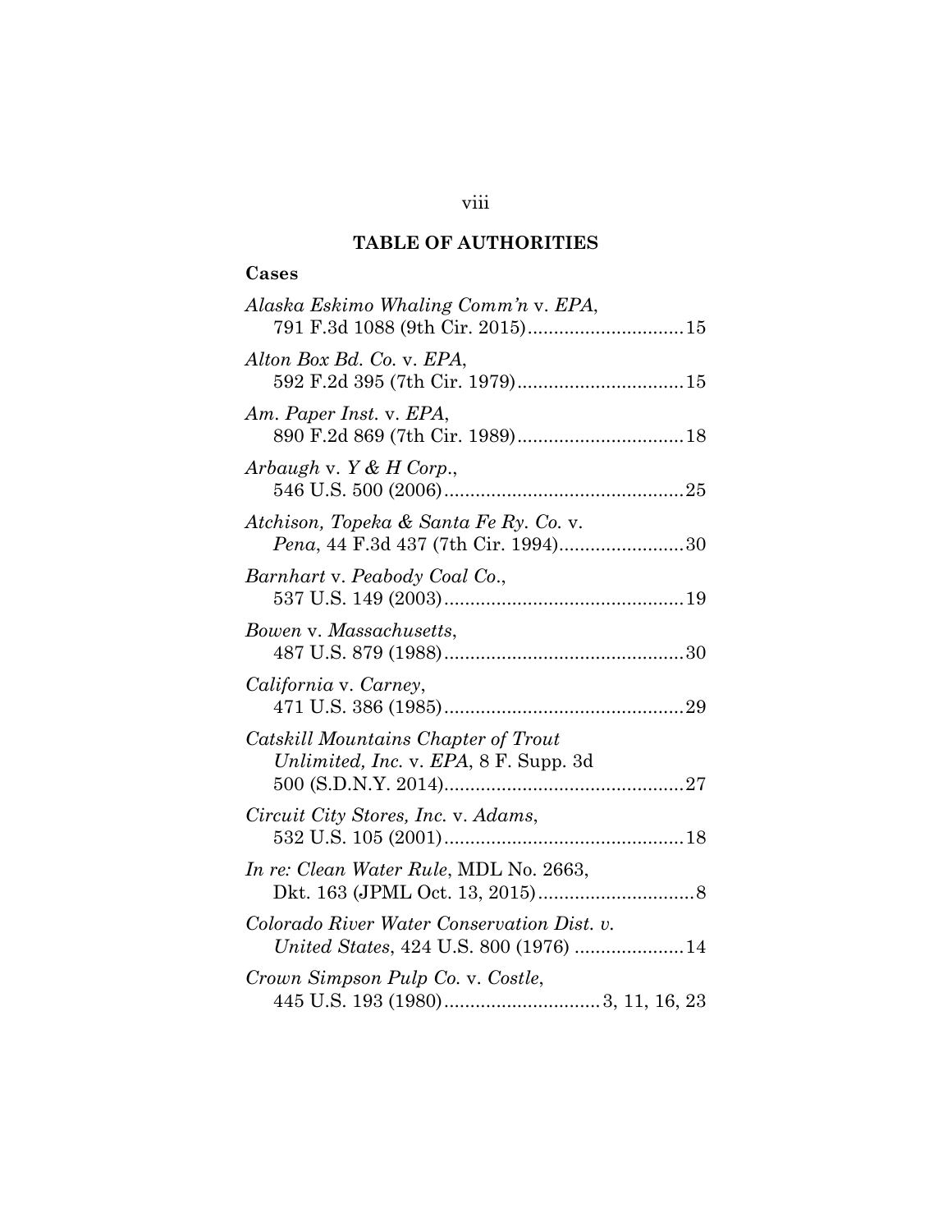## TABLE OF AUTHORITIES

### Cases

*Alaska Eskimo Whaling Comm'n* v. *EPA*, 791 F.3d 1088 (9th Cir. 2015) .............................. 15

*Alton Box Bd. Co.* v. *EPA*, 592 F.2d 395 (7th Cir. 1979) ................................ 15

*Am. Paper Inst.* v. *EPA*, 890 F.2d 869 (7th Cir. 1989) ................................ 18

*Arbaugh* v. *Y & H Corp.*, 546 U.S. 500 (2006) .............................................. 25

*Atchison, Topeka & Santa Fe Ry. Co.* v. *Pena*, 44 F.3d 437 (7th Cir. 1994) ........................ 30

*Barnhart* v. *Peabody Coal Co.*, 537 U.S. 149 (2003) .............................................. 19

*Bowen* v. *Massachusetts*, 487 U.S. 879 (1988) .............................................. 30

*California* v. *Carney*, 471 U.S. 386 (1985) .............................................. 29

*Catskill Mountains Chapter of Trout Unlimited, Inc.* v. *EPA*, 8 F. Supp. 3d 500 (S.D.N.Y. 2014) .............................................. 27

*Circuit City Stores, Inc.* v. *Adams*, 532 U.S. 105 (2001) .............................................. 18

*In re: Clean Water Rule*, MDL No. 2663, Dkt. 163 (JPML Oct. 13, 2015) .............................. 8

*Colorado River Water Conservation Dist. v. United States*, 424 U.S. 800 (1976) ..................... 14

*Crown Simpson Pulp Co.* v. *Costle*, 445 U.S. 193 (1980) .............................. 3, 11, 16, 23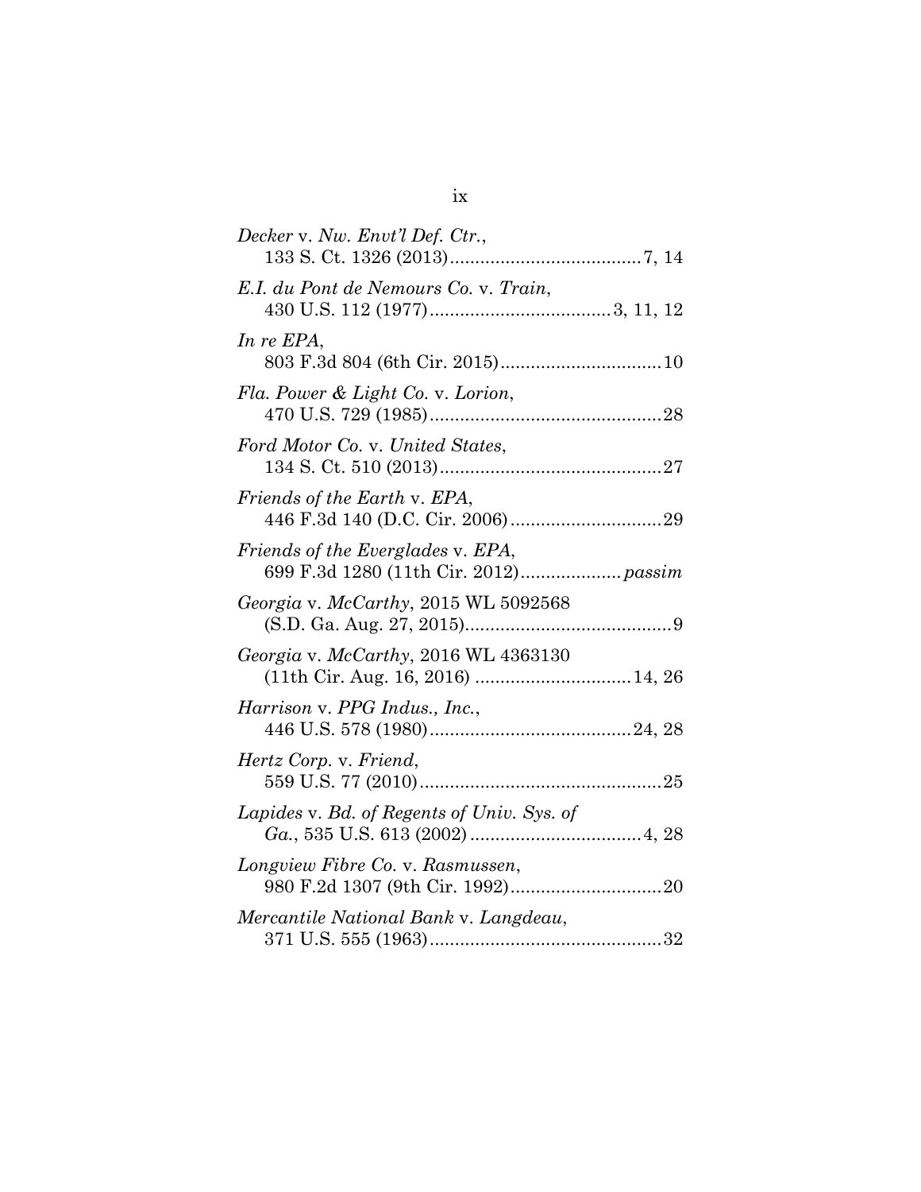*Decker* v. *Nw. Envt'l Def. Ctr.*,
133 S. Ct. 1326 (2013)......................................7, 14

*E.I. du Pont de Nemours Co.* v. *Train*,
430 U.S. 112 (1977)...................................3, 11, 12

*In re EPA*,
803 F.3d 804 (6th Cir. 2015)................................10

*Fla. Power & Light Co.* v. *Lorion*,
470 U.S. 729 (1985).............................................28

*Ford Motor Co.* v. *United States*,
134 S. Ct. 510 (2013)...........................................27

*Friends of the Earth* v. *EPA*,
446 F.3d 140 (D.C. Cir. 2006)..............................29

*Friends of the Everglades* v. *EPA*,
699 F.3d 1280 (11th Cir. 2012).................... *passim*

*Georgia* v. *McCarthy*, 2015 WL 5092568
(S.D. Ga. Aug. 27, 2015).........................................9

*Georgia* v. *McCarthy*, 2016 WL 4363130
(11th Cir. Aug. 16, 2016) ...............................14, 26

*Harrison* v. *PPG Indus., Inc.*,
446 U.S. 578 (1980)........................................24, 28

*Hertz Corp.* v. *Friend*,
559 U.S. 77 (2010)................................................25

*Lapides* v. *Bd. of Regents of Univ. Sys. of
Ga.*, 535 U.S. 613 (2002) .................................4, 28

*Longview Fibre Co.* v. *Rasmussen*,
980 F.2d 1307 (9th Cir. 1992)..............................20

*Mercantile National Bank* v. *Langdeau*,
371 U.S. 555 (1963)..............................................32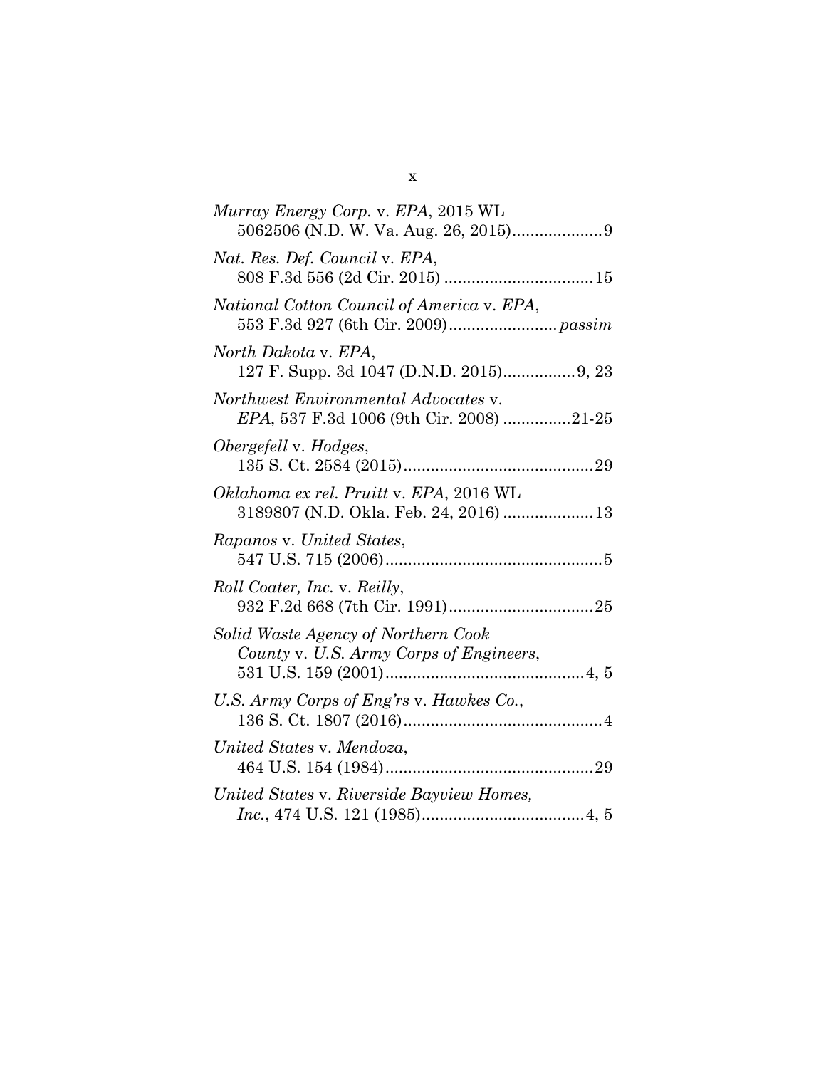*Murray Energy Corp.* v. *EPA*, 2015 WL 5062506 (N.D. W. Va. Aug. 26, 2015)....................9

*Nat. Res. Def. Council* v. *EPA*, 808 F.3d 556 (2d Cir. 2015) ................................15

*National Cotton Council of America* v. *EPA*, 553 F.3d 927 (6th Cir. 2009)........................*passim*

*North Dakota* v. *EPA*, 127 F. Supp. 3d 1047 (D.N.D. 2015)................9, 23

*Northwest Environmental Advocates* v. *EPA*, 537 F.3d 1006 (9th Cir. 2008) ...............21-25

*Obergefell* v. *Hodges*, 135 S. Ct. 2584 (2015)..........................................29

*Oklahoma ex rel. Pruitt* v. *EPA*, 2016 WL 3189807 (N.D. Okla. Feb. 24, 2016) ....................13

*Rapanos* v. *United States*, 547 U.S. 715 (2006)................................................5

*Roll Coater, Inc.* v. *Reilly*, 932 F.2d 668 (7th Cir. 1991)................................25

*Solid Waste Agency of Northern Cook County* v. *U.S. Army Corps of Engineers*, 531 U.S. 159 (2001)............................................4, 5

*U.S. Army Corps of Eng'rs* v. *Hawkes Co.*, 136 S. Ct. 1807 (2016)............................................4

*United States* v. *Mendoza*, 464 U.S. 154 (1984)..............................................29

*United States* v. *Riverside Bayview Homes, Inc.*, 474 U.S. 121 (1985)....................................4, 5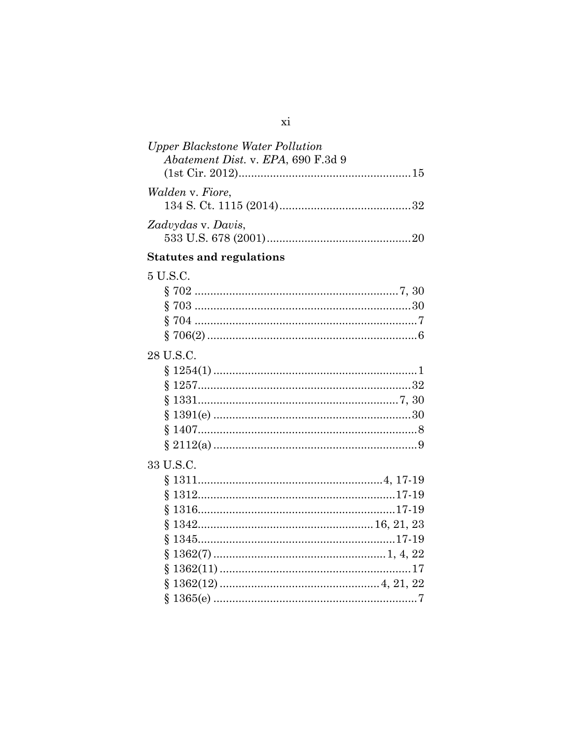*Upper Blackstone Water Pollution Abatement Dist.* v. *EPA*, 690 F.3d 9 (1st Cir. 2012) ....................................................15

*Walden* v. *Fiore*, 134 S. Ct. 1115 (2014) ..........................................32

*Zadvydas* v. *Davis*, 533 U.S. 678 (2001) ............................................20

**Statutes and regulations**

5 U.S.C.

§ 702 ..............................................................7, 30
§ 703 ..................................................................30
§ 704 ....................................................................7
§ 706(2) ................................................................6

28 U.S.C.

§ 1254(1) ..............................................................1
§ 1257..................................................................32
§ 1331..............................................................7, 30
§ 1391(e) ............................................................30
§ 1407....................................................................8
§ 2112(a) ..............................................................9

33 U.S.C.

§ 1311.........................................................4, 17-19
§ 1312.............................................................17-19
§ 1316.............................................................17-19
§ 1342......................................................16, 21, 23
§ 1345.............................................................17-19
§ 1362(7) ......................................................1, 4, 22
§ 1362(11) ...........................................................17
§ 1362(12) ..................................................4, 21, 22
§ 1365(e) ...............................................................7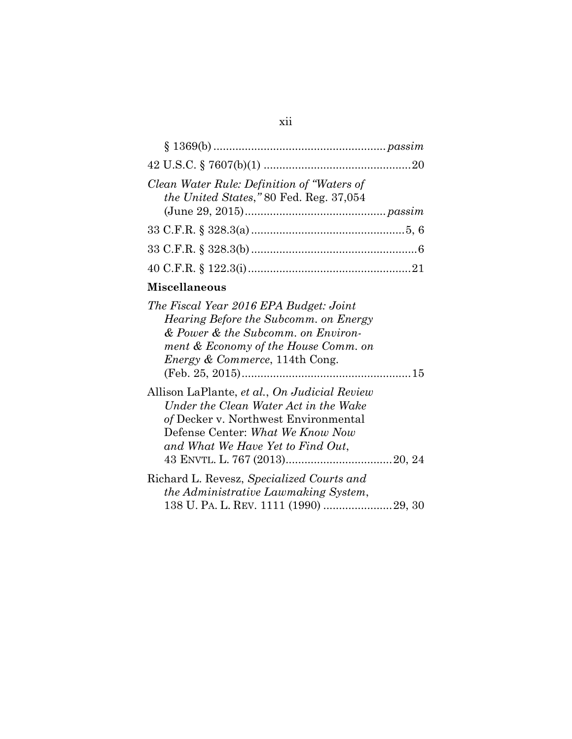§ 1369(b) ....................................................... *passim*

42 U.S.C. § 7607(b)(1) ...............................................20

*Clean Water Rule: Definition of "Waters of the United States,"* 80 Fed. Reg. 37,054 (June 29, 2015)............................................ *passim*

33 C.F.R. § 328.3(a) ................................................5, 6

33 C.F.R. § 328.3(b) .....................................................6

40 C.F.R. § 122.3(i)....................................................21

**Miscellaneous**

*The Fiscal Year 2016 EPA Budget: Joint Hearing Before the Subcomm. on Energy & Power & the Subcomm. on Environment & Economy of the House Comm. on Energy & Commerce*, 114th Cong. (Feb. 25, 2015).....................................................15

Allison LaPlante, *et al.*, *On Judicial Review Under the Clean Water Act in the Wake of* Decker v. Northwest Environmental Defense Center: *What We Know Now and What We Have Yet to Find Out*, 43 ENVTL. L. 767 (2013)..................................20, 24

Richard L. Revesz, *Specialized Courts and the Administrative Lawmaking System*, 138 U. PA. L. REV. 1111 (1990) ......................29, 30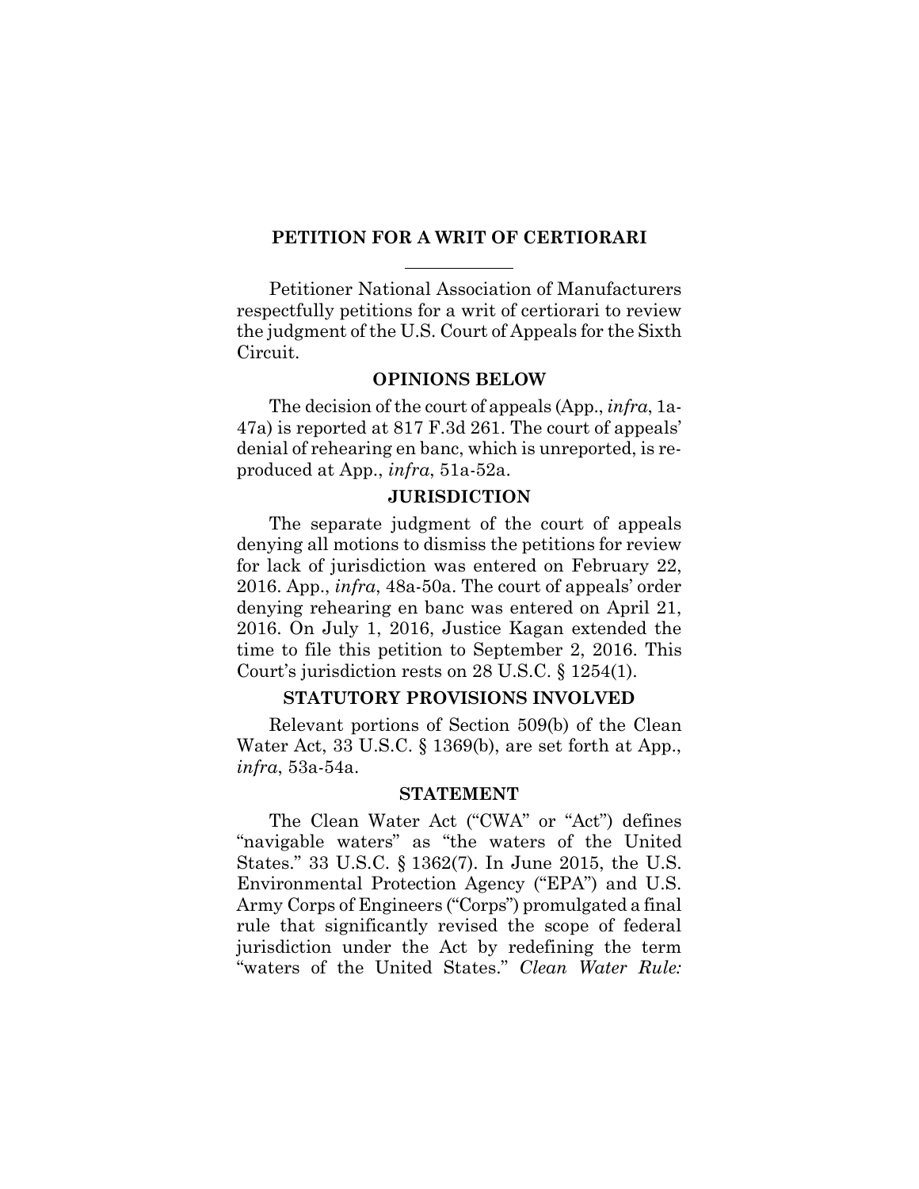## PETITION FOR A WRIT OF CERTIORARI

Petitioner National Association of Manufacturers respectfully petitions for a writ of certiorari to review the judgment of the U.S. Court of Appeals for the Sixth Circuit.

### OPINIONS BELOW

The decision of the court of appeals (App., *infra*, 1a-47a) is reported at 817 F.3d 261. The court of appeals' denial of rehearing en banc, which is unreported, is reproduced at App., *infra*, 51a-52a.

### JURISDICTION

The separate judgment of the court of appeals denying all motions to dismiss the petitions for review for lack of jurisdiction was entered on February 22, 2016. App., *infra*, 48a-50a. The court of appeals' order denying rehearing en banc was entered on April 21, 2016. On July 1, 2016, Justice Kagan extended the time to file this petition to September 2, 2016. This Court's jurisdiction rests on 28 U.S.C. § 1254(1).

### STATUTORY PROVISIONS INVOLVED

Relevant portions of Section 509(b) of the Clean Water Act, 33 U.S.C. § 1369(b), are set forth at App., *infra*, 53a-54a.

### STATEMENT

The Clean Water Act ("CWA" or "Act") defines "navigable waters" as "the waters of the United States." 33 U.S.C. § 1362(7). In June 2015, the U.S. Environmental Protection Agency ("EPA") and U.S. Army Corps of Engineers ("Corps") promulgated a final rule that significantly revised the scope of federal jurisdiction under the Act by redefining the term "waters of the United States." *Clean Water Rule:*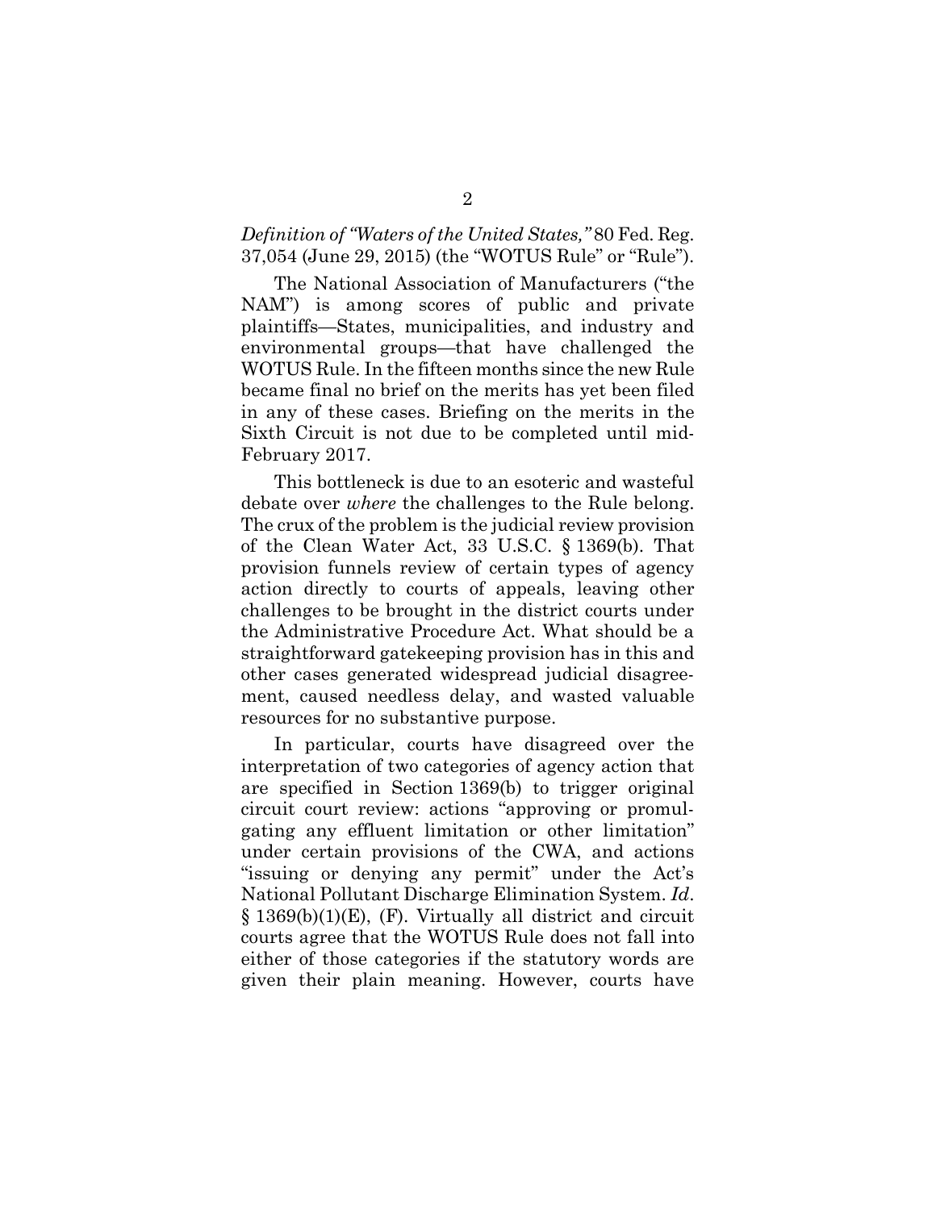*Definition of "Waters of the United States,"* 80 Fed. Reg. 37,054 (June 29, 2015) (the "WOTUS Rule" or "Rule").

The National Association of Manufacturers ("the NAM") is among scores of public and private plaintiffs—States, municipalities, and industry and environmental groups—that have challenged the WOTUS Rule. In the fifteen months since the new Rule became final no brief on the merits has yet been filed in any of these cases. Briefing on the merits in the Sixth Circuit is not due to be completed until mid-February 2017.

This bottleneck is due to an esoteric and wasteful debate over *where* the challenges to the Rule belong. The crux of the problem is the judicial review provision of the Clean Water Act, 33 U.S.C. § 1369(b). That provision funnels review of certain types of agency action directly to courts of appeals, leaving other challenges to be brought in the district courts under the Administrative Procedure Act. What should be a straightforward gatekeeping provision has in this and other cases generated widespread judicial disagreement, caused needless delay, and wasted valuable resources for no substantive purpose.

In particular, courts have disagreed over the interpretation of two categories of agency action that are specified in Section 1369(b) to trigger original circuit court review: actions "approving or promulgating any effluent limitation or other limitation" under certain provisions of the CWA, and actions "issuing or denying any permit" under the Act's National Pollutant Discharge Elimination System. *Id.* § 1369(b)(1)(E), (F). Virtually all district and circuit courts agree that the WOTUS Rule does not fall into either of those categories if the statutory words are given their plain meaning. However, courts have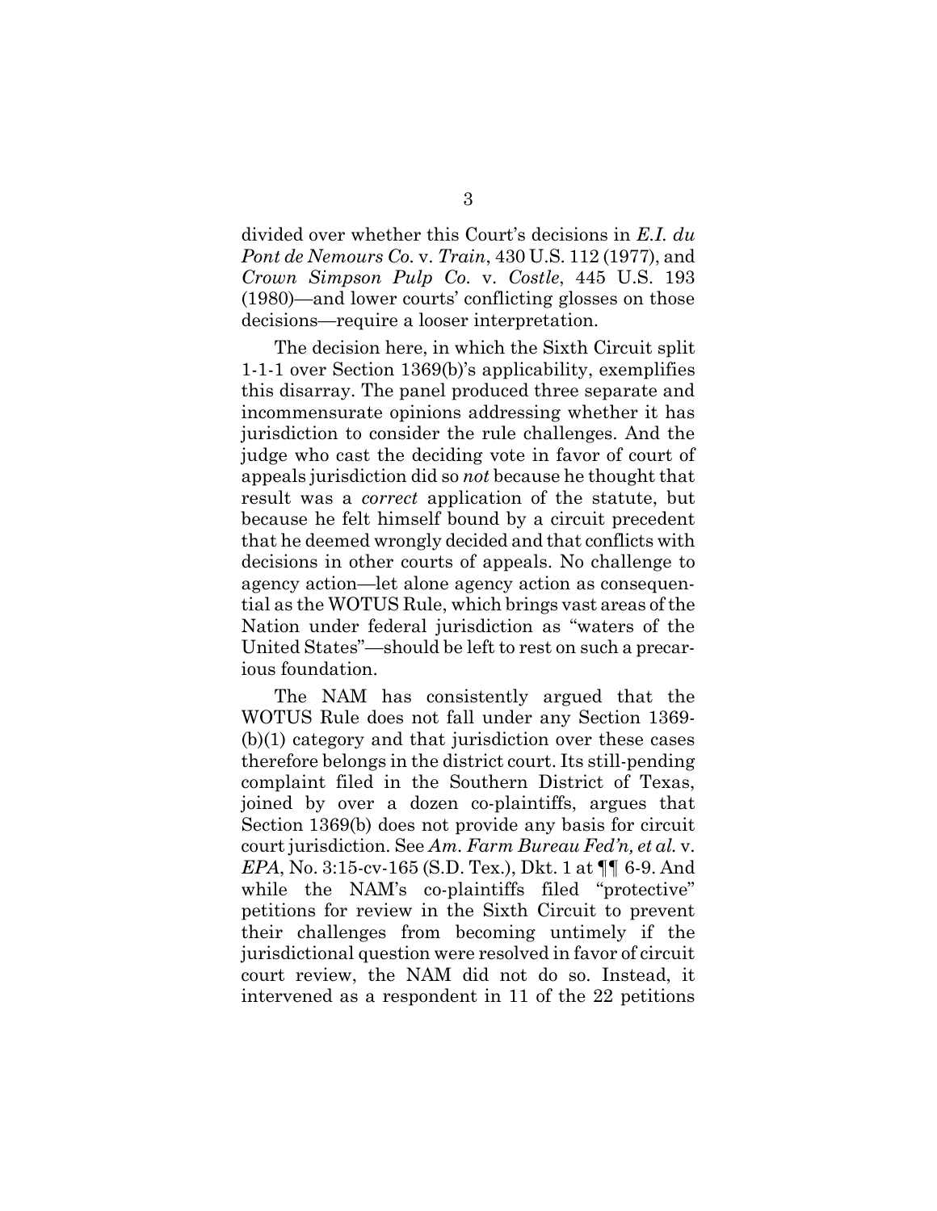divided over whether this Court's decisions in *E.I. du Pont de Nemours Co.* v. *Train*, 430 U.S. 112 (1977), and *Crown Simpson Pulp Co.* v. *Costle*, 445 U.S. 193 (1980)—and lower courts' conflicting glosses on those decisions—require a looser interpretation.

The decision here, in which the Sixth Circuit split 1-1-1 over Section 1369(b)'s applicability, exemplifies this disarray. The panel produced three separate and incommensurate opinions addressing whether it has jurisdiction to consider the rule challenges. And the judge who cast the deciding vote in favor of court of appeals jurisdiction did so *not* because he thought that result was a *correct* application of the statute, but because he felt himself bound by a circuit precedent that he deemed wrongly decided and that conflicts with decisions in other courts of appeals. No challenge to agency action—let alone agency action as consequential as the WOTUS Rule, which brings vast areas of the Nation under federal jurisdiction as "waters of the United States"—should be left to rest on such a precarious foundation.

The NAM has consistently argued that the WOTUS Rule does not fall under any Section 1369(b)(1) category and that jurisdiction over these cases therefore belongs in the district court. Its still-pending complaint filed in the Southern District of Texas, joined by over a dozen co-plaintiffs, argues that Section 1369(b) does not provide any basis for circuit court jurisdiction. See *Am. Farm Bureau Fed'n, et al.* v. *EPA*, No. 3:15-cv-165 (S.D. Tex.), Dkt. 1 at ¶¶ 6-9. And while the NAM's co-plaintiffs filed "protective" petitions for review in the Sixth Circuit to prevent their challenges from becoming untimely if the jurisdictional question were resolved in favor of circuit court review, the NAM did not do so. Instead, it intervened as a respondent in 11 of the 22 petitions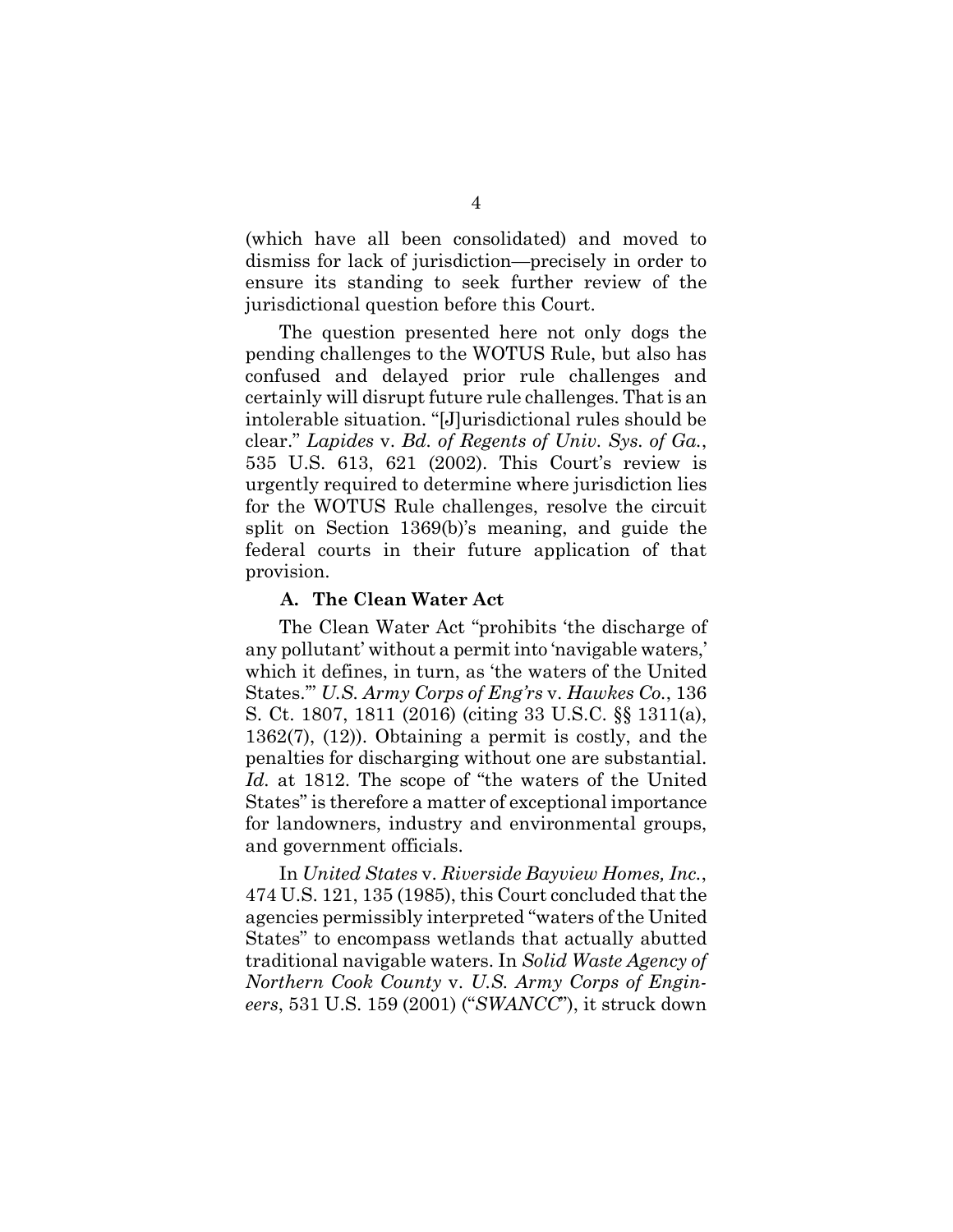(which have all been consolidated) and moved to dismiss for lack of jurisdiction—precisely in order to ensure its standing to seek further review of the jurisdictional question before this Court.

The question presented here not only dogs the pending challenges to the WOTUS Rule, but also has confused and delayed prior rule challenges and certainly will disrupt future rule challenges. That is an intolerable situation. "[J]urisdictional rules should be clear." *Lapides* v. *Bd. of Regents of Univ. Sys. of Ga.*, 535 U.S. 613, 621 (2002). This Court's review is urgently required to determine where jurisdiction lies for the WOTUS Rule challenges, resolve the circuit split on Section 1369(b)'s meaning, and guide the federal courts in their future application of that provision.

### A. The Clean Water Act

The Clean Water Act "prohibits 'the discharge of any pollutant' without a permit into 'navigable waters,' which it defines, in turn, as 'the waters of the United States.'" *U.S. Army Corps of Eng'rs* v. *Hawkes Co.*, 136 S. Ct. 1807, 1811 (2016) (citing 33 U.S.C. §§ 1311(a), 1362(7), (12)). Obtaining a permit is costly, and the penalties for discharging without one are substantial. *Id.* at 1812. The scope of "the waters of the United States" is therefore a matter of exceptional importance for landowners, industry and environmental groups, and government officials.

In *United States* v. *Riverside Bayview Homes, Inc.*, 474 U.S. 121, 135 (1985), this Court concluded that the agencies permissibly interpreted "waters of the United States" to encompass wetlands that actually abutted traditional navigable waters. In *Solid Waste Agency of Northern Cook County* v. *U.S. Army Corps of Engineers*, 531 U.S. 159 (2001) ("*SWANCC*"), it struck down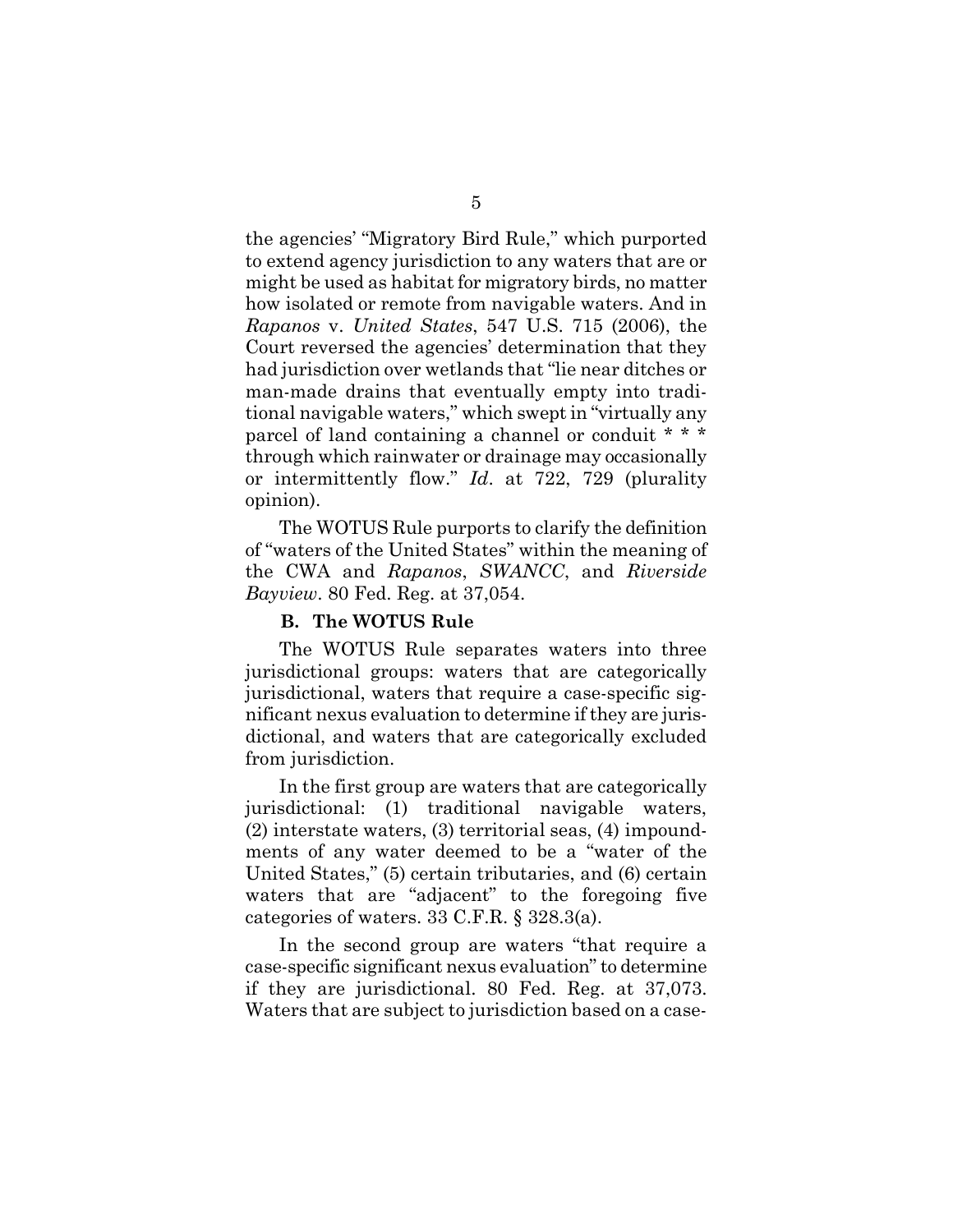the agencies' "Migratory Bird Rule," which purported to extend agency jurisdiction to any waters that are or might be used as habitat for migratory birds, no matter how isolated or remote from navigable waters. And in *Rapanos* v. *United States*, 547 U.S. 715 (2006), the Court reversed the agencies' determination that they had jurisdiction over wetlands that "lie near ditches or man-made drains that eventually empty into traditional navigable waters," which swept in "virtually any parcel of land containing a channel or conduit * * * through which rainwater or drainage may occasionally or intermittently flow." *Id*. at 722, 729 (plurality opinion).

The WOTUS Rule purports to clarify the definition of "waters of the United States" within the meaning of the CWA and *Rapanos*, *SWANCC*, and *Riverside Bayview*. 80 Fed. Reg. at 37,054.

### B. The WOTUS Rule

The WOTUS Rule separates waters into three jurisdictional groups: waters that are categorically jurisdictional, waters that require a case-specific significant nexus evaluation to determine if they are jurisdictional, and waters that are categorically excluded from jurisdiction.

In the first group are waters that are categorically jurisdictional: (1) traditional navigable waters, (2) interstate waters, (3) territorial seas, (4) impoundments of any water deemed to be a "water of the United States," (5) certain tributaries, and (6) certain waters that are "adjacent" to the foregoing five categories of waters. 33 C.F.R. § 328.3(a).

In the second group are waters "that require a case-specific significant nexus evaluation" to determine if they are jurisdictional. 80 Fed. Reg. at 37,073. Waters that are subject to jurisdiction based on a case-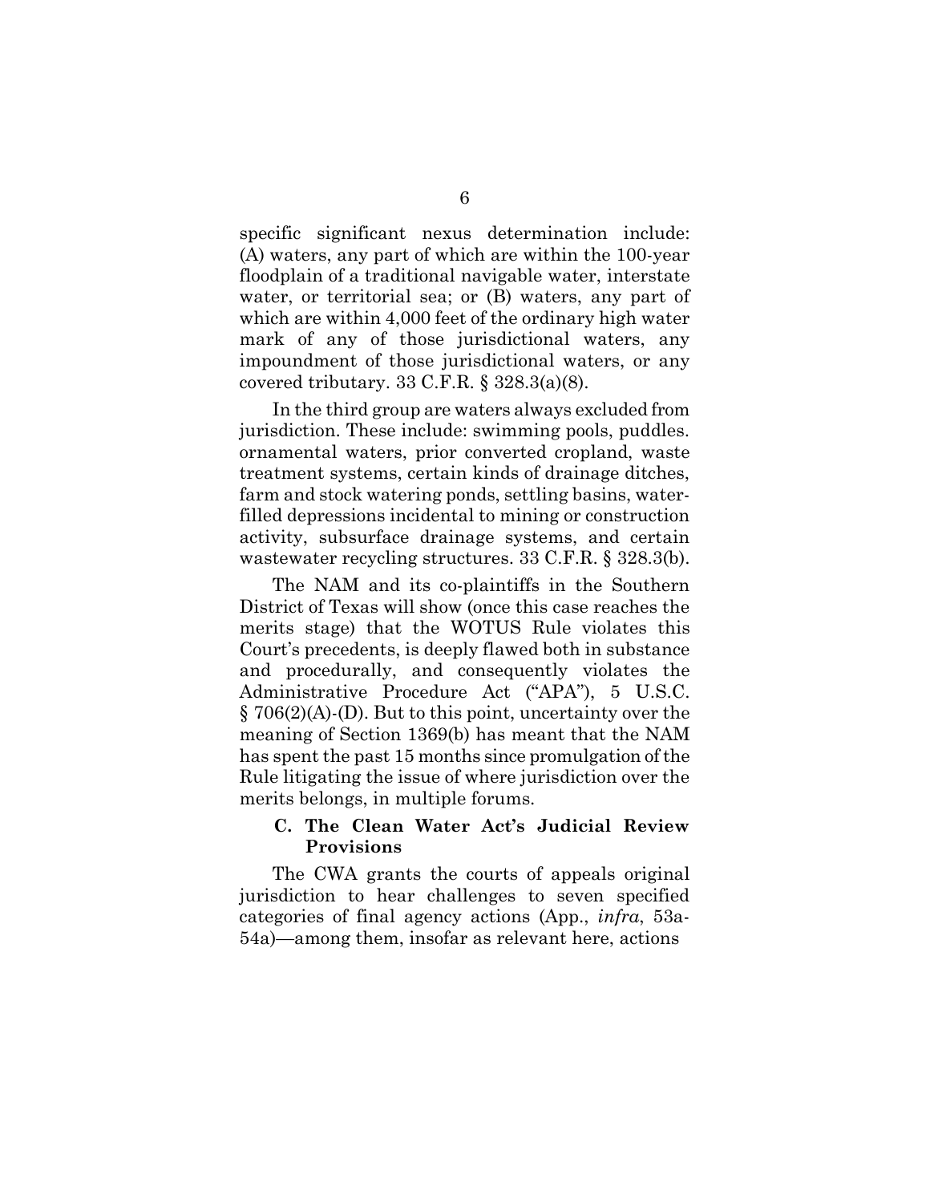specific significant nexus determination include: (A) waters, any part of which are within the 100-year floodplain of a traditional navigable water, interstate water, or territorial sea; or (B) waters, any part of which are within 4,000 feet of the ordinary high water mark of any of those jurisdictional waters, any impoundment of those jurisdictional waters, or any covered tributary. 33 C.F.R. § 328.3(a)(8).

In the third group are waters always excluded from jurisdiction. These include: swimming pools, puddles. ornamental waters, prior converted cropland, waste treatment systems, certain kinds of drainage ditches, farm and stock watering ponds, settling basins, water-filled depressions incidental to mining or construction activity, subsurface drainage systems, and certain wastewater recycling structures. 33 C.F.R. § 328.3(b).

The NAM and its co-plaintiffs in the Southern District of Texas will show (once this case reaches the merits stage) that the WOTUS Rule violates this Court's precedents, is deeply flawed both in substance and procedurally, and consequently violates the Administrative Procedure Act ("APA"), 5 U.S.C. § 706(2)(A)-(D). But to this point, uncertainty over the meaning of Section 1369(b) has meant that the NAM has spent the past 15 months since promulgation of the Rule litigating the issue of where jurisdiction over the merits belongs, in multiple forums.

### C. The Clean Water Act's Judicial Review Provisions

The CWA grants the courts of appeals original jurisdiction to hear challenges to seven specified categories of final agency actions (App., *infra*, 53a-54a)—among them, insofar as relevant here, actions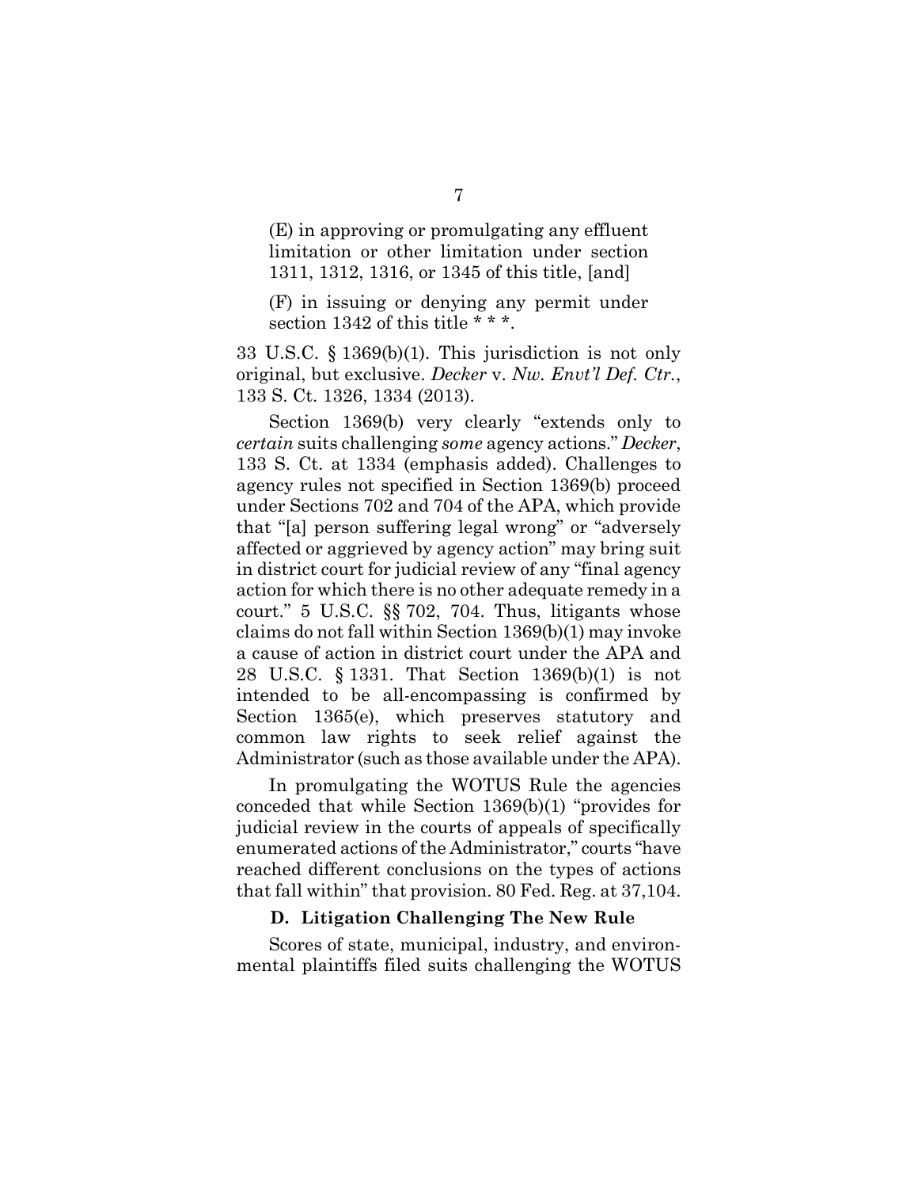> (E) in approving or promulgating any effluent limitation or other limitation under section 1311, 1312, 1316, or 1345 of this title, [and]
>
> (F) in issuing or denying any permit under section 1342 of this title * * *.

33 U.S.C. § 1369(b)(1). This jurisdiction is not only original, but exclusive. *Decker* v. *Nw. Envt'l Def. Ctr.*, 133 S. Ct. 1326, 1334 (2013).

Section 1369(b) very clearly "extends only to *certain* suits challenging *some* agency actions." *Decker*, 133 S. Ct. at 1334 (emphasis added). Challenges to agency rules not specified in Section 1369(b) proceed under Sections 702 and 704 of the APA, which provide that "[a] person suffering legal wrong" or "adversely affected or aggrieved by agency action" may bring suit in district court for judicial review of any "final agency action for which there is no other adequate remedy in a court." 5 U.S.C. §§ 702, 704. Thus, litigants whose claims do not fall within Section 1369(b)(1) may invoke a cause of action in district court under the APA and 28 U.S.C. § 1331. That Section 1369(b)(1) is not intended to be all-encompassing is confirmed by Section 1365(e), which preserves statutory and common law rights to seek relief against the Administrator (such as those available under the APA).

In promulgating the WOTUS Rule the agencies conceded that while Section 1369(b)(1) "provides for judicial review in the courts of appeals of specifically enumerated actions of the Administrator," courts "have reached different conclusions on the types of actions that fall within" that provision. 80 Fed. Reg. at 37,104.

### D. Litigation Challenging The New Rule

Scores of state, municipal, industry, and environmental plaintiffs filed suits challenging the WOTUS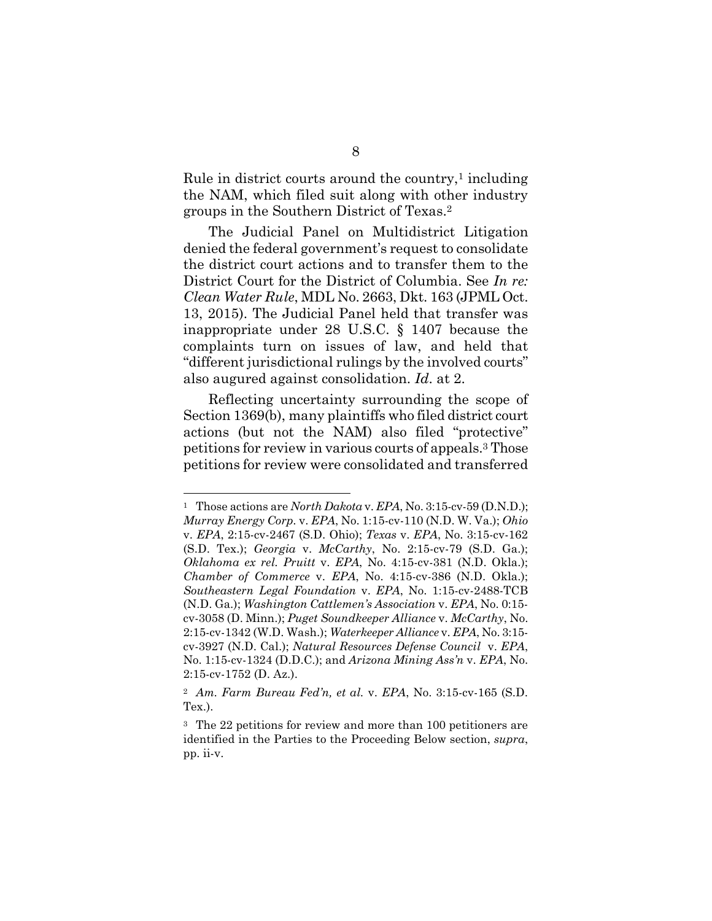Rule in district courts around the country,[1] including the NAM, which filed suit along with other industry groups in the Southern District of Texas.[2]

The Judicial Panel on Multidistrict Litigation denied the federal government's request to consolidate the district court actions and to transfer them to the District Court for the District of Columbia. See *In re: Clean Water Rule*, MDL No. 2663, Dkt. 163 (JPML Oct. 13, 2015). The Judicial Panel held that transfer was inappropriate under 28 U.S.C. § 1407 because the complaints turn on issues of law, and held that "different jurisdictional rulings by the involved courts" also augured against consolidation. *Id.* at 2.

Reflecting uncertainty surrounding the scope of Section 1369(b), many plaintiffs who filed district court actions (but not the NAM) also filed "protective" petitions for review in various courts of appeals.[3] Those petitions for review were consolidated and transferred

---

[1] Those actions are *North Dakota* v. *EPA*, No. 3:15-cv-59 (D.N.D.); *Murray Energy Corp.* v. *EPA*, No. 1:15-cv-110 (N.D. W. Va.); *Ohio* v. *EPA*, 2:15-cv-2467 (S.D. Ohio); *Texas* v. *EPA*, No. 3:15-cv-162 (S.D. Tex.); *Georgia* v. *McCarthy*, No. 2:15-cv-79 (S.D. Ga.); *Oklahoma ex rel. Pruitt* v. *EPA*, No. 4:15-cv-381 (N.D. Okla.); *Chamber of Commerce* v. *EPA*, No. 4:15-cv-386 (N.D. Okla.); *Southeastern Legal Foundation* v. *EPA*, No. 1:15-cv-2488-TCB (N.D. Ga.); *Washington Cattlemen's Association* v. *EPA*, No. 0:15-cv-3058 (D. Minn.); *Puget Soundkeeper Alliance* v. *McCarthy*, No. 2:15-cv-1342 (W.D. Wash.); *Waterkeeper Alliance* v. *EPA*, No. 3:15-cv-3927 (N.D. Cal.); *Natural Resources Defense Council* v. *EPA*, No. 1:15-cv-1324 (D.D.C.); and *Arizona Mining Ass'n* v. *EPA*, No. 2:15-cv-1752 (D. Az.).

[2] *Am. Farm Bureau Fed'n, et al.* v. *EPA*, No. 3:15-cv-165 (S.D. Tex.).

[3] The 22 petitions for review and more than 100 petitioners are identified in the Parties to the Proceeding Below section, *supra*, pp. ii-v.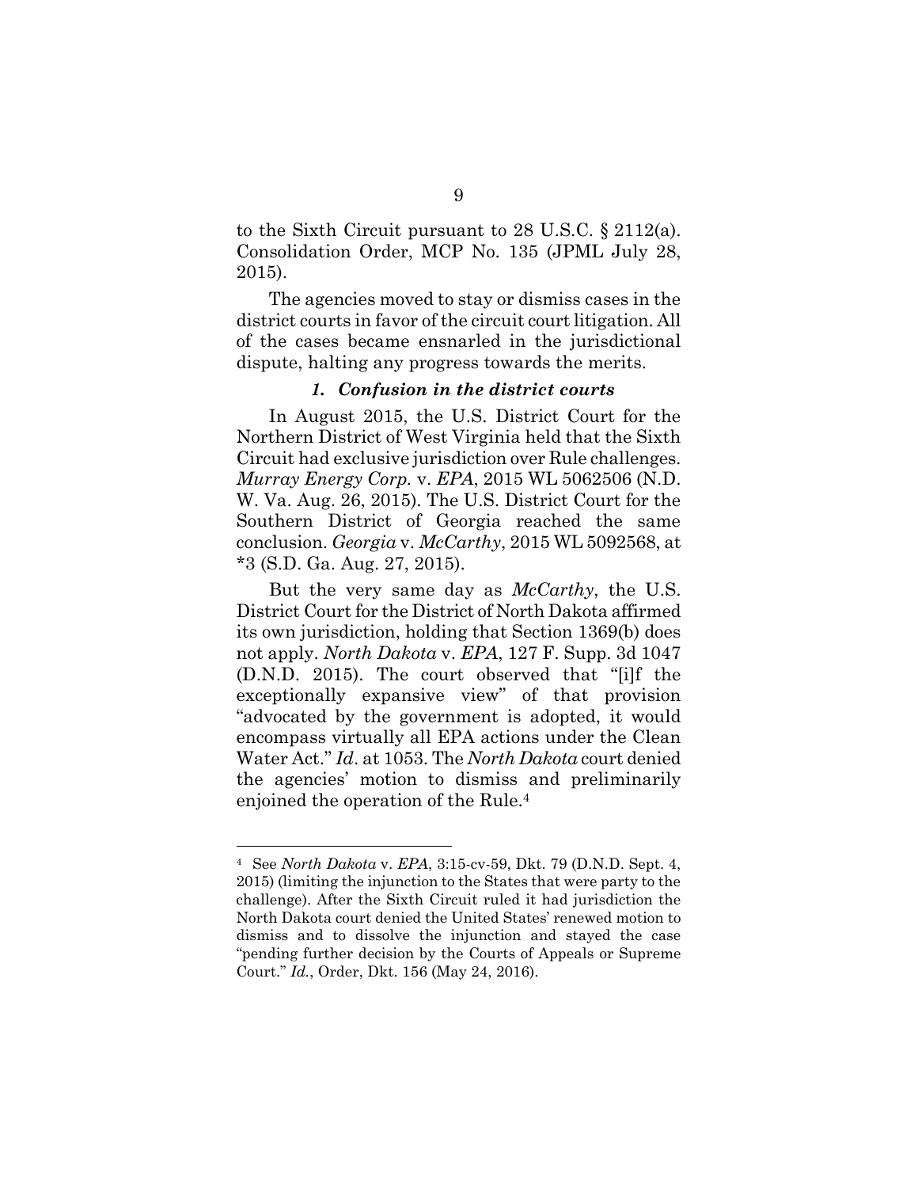to the Sixth Circuit pursuant to 28 U.S.C. § 2112(a). Consolidation Order, MCP No. 135 (JPML July 28, 2015).

The agencies moved to stay or dismiss cases in the district courts in favor of the circuit court litigation. All of the cases became ensnarled in the jurisdictional dispute, halting any progress towards the merits.

### *1. Confusion in the district courts*

In August 2015, the U.S. District Court for the Northern District of West Virginia held that the Sixth Circuit had exclusive jurisdiction over Rule challenges. *Murray Energy Corp.* v. *EPA*, 2015 WL 5062506 (N.D. W. Va. Aug. 26, 2015). The U.S. District Court for the Southern District of Georgia reached the same conclusion. *Georgia* v. *McCarthy*, 2015 WL 5092568, at *3 (S.D. Ga. Aug. 27, 2015).

But the very same day as *McCarthy*, the U.S. District Court for the District of North Dakota affirmed its own jurisdiction, holding that Section 1369(b) does not apply. *North Dakota* v. *EPA*, 127 F. Supp. 3d 1047 (D.N.D. 2015). The court observed that "[i]f the exceptionally expansive view" of that provision "advocated by the government is adopted, it would encompass virtually all EPA actions under the Clean Water Act." *Id*. at 1053. The *North Dakota* court denied the agencies' motion to dismiss and preliminarily enjoined the operation of the Rule.[4]

---

[4] See *North Dakota* v. *EPA*, 3:15-cv-59, Dkt. 79 (D.N.D. Sept. 4, 2015) (limiting the injunction to the States that were party to the challenge). After the Sixth Circuit ruled it had jurisdiction the North Dakota court denied the United States' renewed motion to dismiss and to dissolve the injunction and stayed the case "pending further decision by the Courts of Appeals or Supreme Court." *Id.*, Order, Dkt. 156 (May 24, 2016).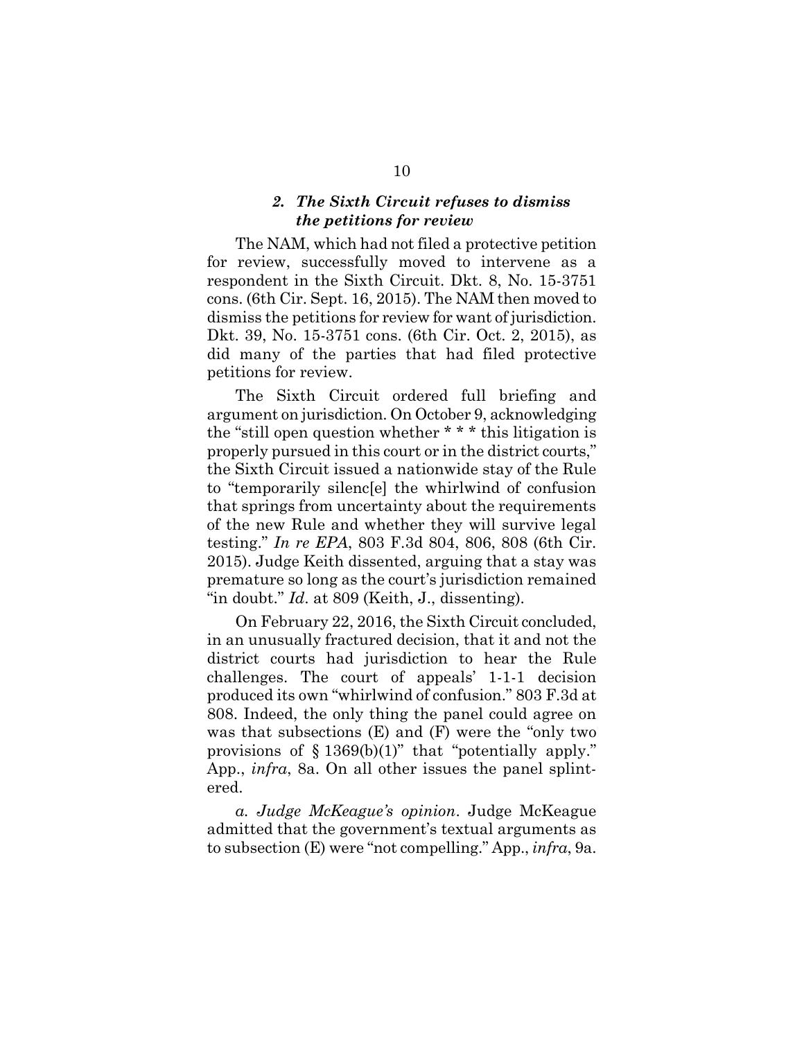### *2. The Sixth Circuit refuses to dismiss the petitions for review*

The NAM, which had not filed a protective petition for review, successfully moved to intervene as a respondent in the Sixth Circuit. Dkt. 8, No. 15-3751 cons. (6th Cir. Sept. 16, 2015). The NAM then moved to dismiss the petitions for review for want of jurisdiction. Dkt. 39, No. 15-3751 cons. (6th Cir. Oct. 2, 2015), as did many of the parties that had filed protective petitions for review.

The Sixth Circuit ordered full briefing and argument on jurisdiction. On October 9, acknowledging the "still open question whether * * * this litigation is properly pursued in this court or in the district courts," the Sixth Circuit issued a nationwide stay of the Rule to "temporarily silenc[e] the whirlwind of confusion that springs from uncertainty about the requirements of the new Rule and whether they will survive legal testing." *In re EPA*, 803 F.3d 804, 806, 808 (6th Cir. 2015). Judge Keith dissented, arguing that a stay was premature so long as the court's jurisdiction remained "in doubt." *Id.* at 809 (Keith, J., dissenting).

On February 22, 2016, the Sixth Circuit concluded, in an unusually fractured decision, that it and not the district courts had jurisdiction to hear the Rule challenges. The court of appeals' 1-1-1 decision produced its own "whirlwind of confusion." 803 F.3d at 808. Indeed, the only thing the panel could agree on was that subsections (E) and (F) were the "only two provisions of § 1369(b)(1)" that "potentially apply." App., *infra*, 8a. On all other issues the panel splintered.

*a. Judge McKeague's opinion*. Judge McKeague admitted that the government's textual arguments as to subsection (E) were "not compelling." App., *infra*, 9a.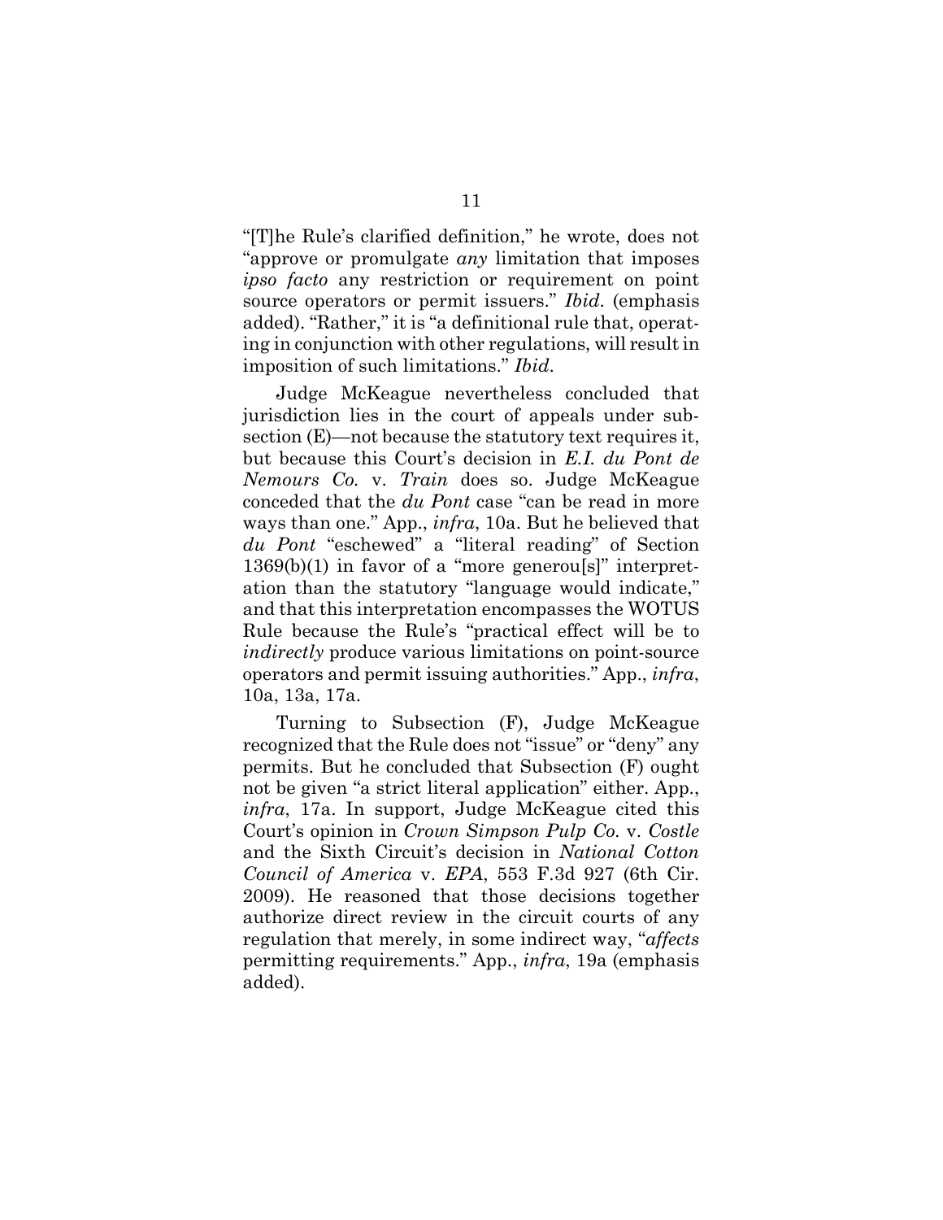"[T]he Rule's clarified definition," he wrote, does not "approve or promulgate *any* limitation that imposes *ipso facto* any restriction or requirement on point source operators or permit issuers." *Ibid*. (emphasis added). "Rather," it is "a definitional rule that, operating in conjunction with other regulations, will result in imposition of such limitations." *Ibid*.

Judge McKeague nevertheless concluded that jurisdiction lies in the court of appeals under subsection (E)—not because the statutory text requires it, but because this Court's decision in *E.I. du Pont de Nemours Co.* v. *Train* does so. Judge McKeague conceded that the *du Pont* case "can be read in more ways than one." App., *infra*, 10a. But he believed that *du Pont* "eschewed" a "literal reading" of Section 1369(b)(1) in favor of a "more generou[s]" interpretation than the statutory "language would indicate," and that this interpretation encompasses the WOTUS Rule because the Rule's "practical effect will be to *indirectly* produce various limitations on point-source operators and permit issuing authorities." App., *infra*, 10a, 13a, 17a.

Turning to Subsection (F), Judge McKeague recognized that the Rule does not "issue" or "deny" any permits. But he concluded that Subsection (F) ought not be given "a strict literal application" either. App., *infra*, 17a. In support, Judge McKeague cited this Court's opinion in *Crown Simpson Pulp Co.* v. *Costle* and the Sixth Circuit's decision in *National Cotton Council of America* v. *EPA*, 553 F.3d 927 (6th Cir. 2009). He reasoned that those decisions together authorize direct review in the circuit courts of any regulation that merely, in some indirect way, "*affects* permitting requirements." App., *infra*, 19a (emphasis added).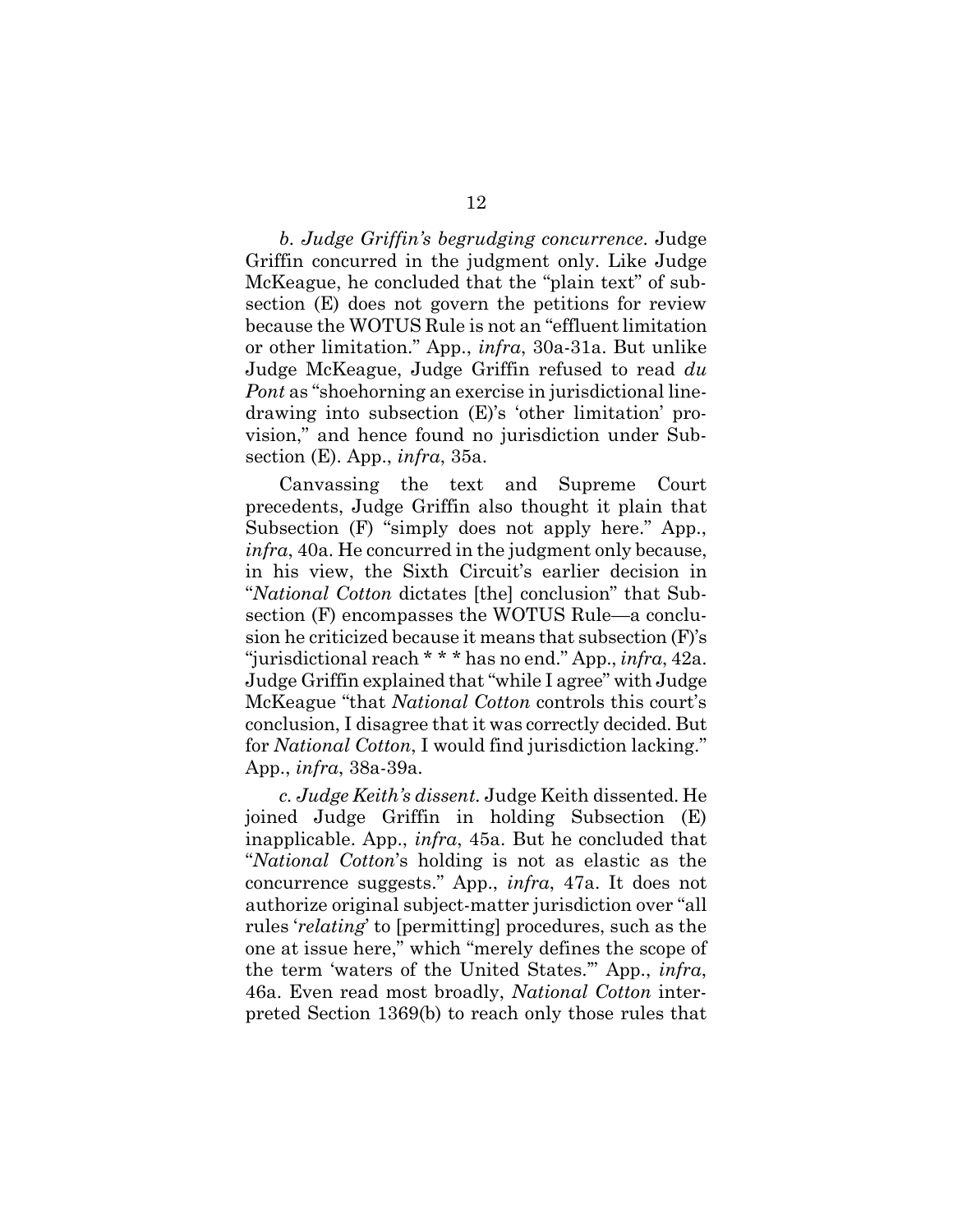*b. Judge Griffin's begrudging concurrence*. Judge Griffin concurred in the judgment only. Like Judge McKeague, he concluded that the "plain text" of subsection (E) does not govern the petitions for review because the WOTUS Rule is not an "effluent limitation or other limitation." App., *infra*, 30a-31a. But unlike Judge McKeague, Judge Griffin refused to read *du Pont* as "shoehorning an exercise in jurisdictional line-drawing into subsection (E)'s 'other limitation' provision," and hence found no jurisdiction under Subsection (E). App., *infra*, 35a.

Canvassing the text and Supreme Court precedents, Judge Griffin also thought it plain that Subsection (F) "simply does not apply here." App., *infra*, 40a. He concurred in the judgment only because, in his view, the Sixth Circuit's earlier decision in "*National Cotton* dictates [the] conclusion" that Subsection (F) encompasses the WOTUS Rule—a conclusion he criticized because it means that subsection (F)'s "jurisdictional reach * * * has no end." App., *infra*, 42a. Judge Griffin explained that "while I agree" with Judge McKeague "that *National Cotton* controls this court's conclusion, I disagree that it was correctly decided. But for *National Cotton*, I would find jurisdiction lacking." App., *infra*, 38a-39a.

*c. Judge Keith's dissent*. Judge Keith dissented. He joined Judge Griffin in holding Subsection (E) inapplicable. App., *infra*, 45a. But he concluded that "*National Cotton*'s holding is not as elastic as the concurrence suggests." App., *infra*, 47a. It does not authorize original subject-matter jurisdiction over "all rules '*relating*' to [permitting] procedures, such as the one at issue here," which "merely defines the scope of the term 'waters of the United States.'" App., *infra*, 46a. Even read most broadly, *National Cotton* interpreted Section 1369(b) to reach only those rules that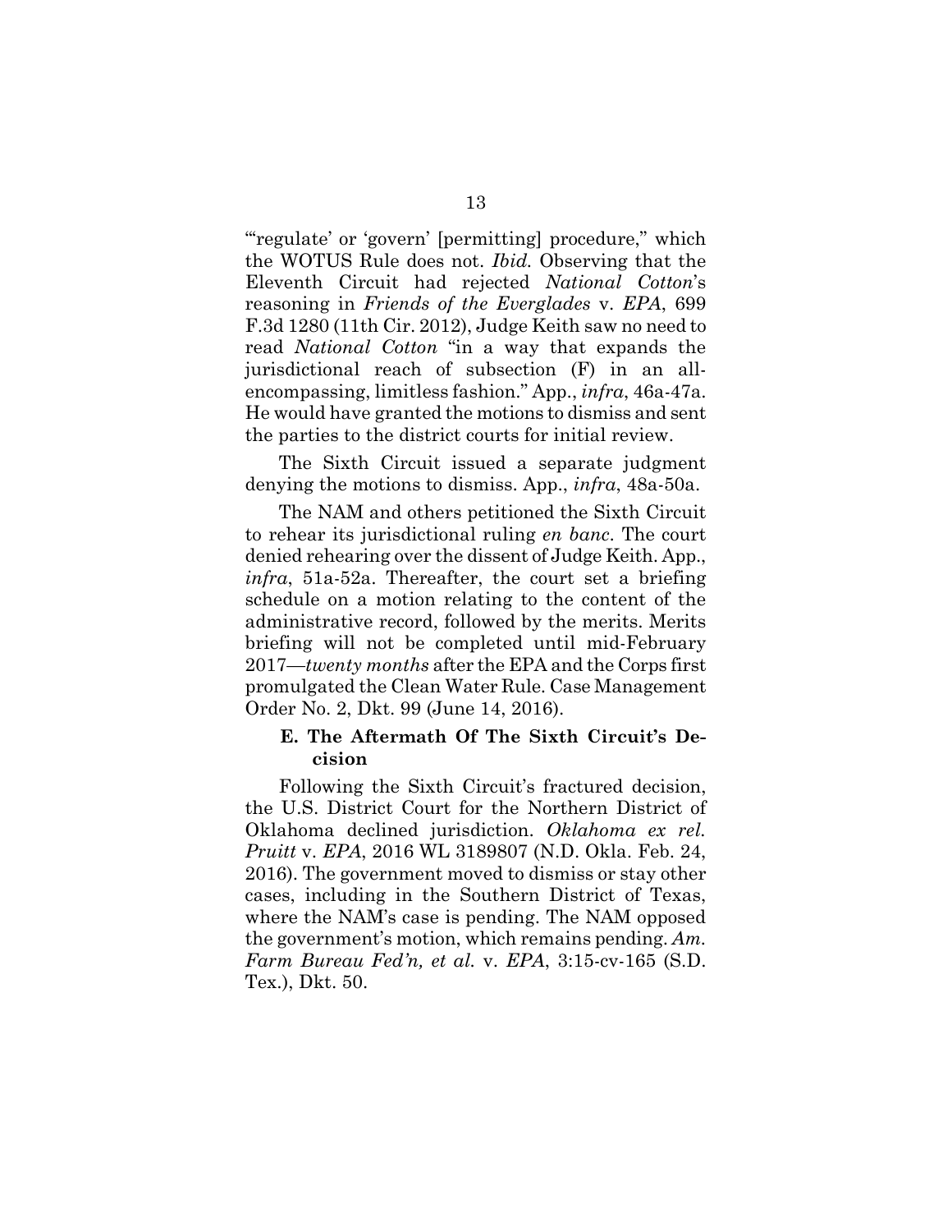"'regulate' or 'govern' [permitting] procedure," which the WOTUS Rule does not. *Ibid.* Observing that the Eleventh Circuit had rejected *National Cotton*'s reasoning in *Friends of the Everglades* v. *EPA*, 699 F.3d 1280 (11th Cir. 2012), Judge Keith saw no need to read *National Cotton* "in a way that expands the jurisdictional reach of subsection (F) in an all-encompassing, limitless fashion." App., *infra*, 46a-47a. He would have granted the motions to dismiss and sent the parties to the district courts for initial review.

The Sixth Circuit issued a separate judgment denying the motions to dismiss. App., *infra*, 48a-50a.

The NAM and others petitioned the Sixth Circuit to rehear its jurisdictional ruling *en banc*. The court denied rehearing over the dissent of Judge Keith. App., *infra*, 51a-52a. Thereafter, the court set a briefing schedule on a motion relating to the content of the administrative record, followed by the merits. Merits briefing will not be completed until mid-February 2017—*twenty months* after the EPA and the Corps first promulgated the Clean Water Rule. Case Management Order No. 2, Dkt. 99 (June 14, 2016).

### E. The Aftermath Of The Sixth Circuit's Decision

Following the Sixth Circuit's fractured decision, the U.S. District Court for the Northern District of Oklahoma declined jurisdiction. *Oklahoma ex rel. Pruitt* v. *EPA*, 2016 WL 3189807 (N.D. Okla. Feb. 24, 2016). The government moved to dismiss or stay other cases, including in the Southern District of Texas, where the NAM's case is pending. The NAM opposed the government's motion, which remains pending. *Am. Farm Bureau Fed'n, et al.* v. *EPA*, 3:15-cv-165 (S.D. Tex.), Dkt. 50.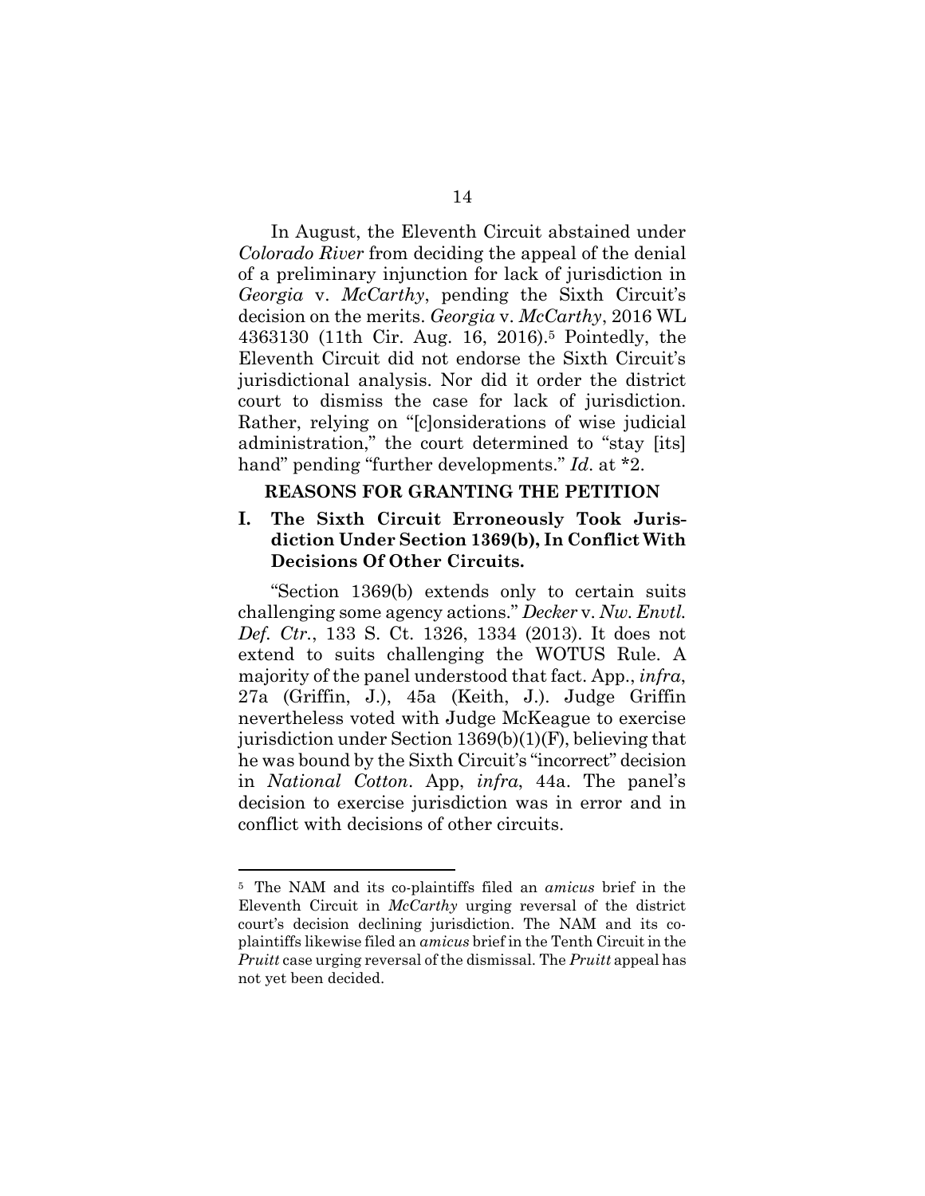In August, the Eleventh Circuit abstained under *Colorado River* from deciding the appeal of the denial of a preliminary injunction for lack of jurisdiction in *Georgia* v. *McCarthy*, pending the Sixth Circuit's decision on the merits. *Georgia* v. *McCarthy*, 2016 WL 4363130 (11th Cir. Aug. 16, 2016).[5] Pointedly, the Eleventh Circuit did not endorse the Sixth Circuit's jurisdictional analysis. Nor did it order the district court to dismiss the case for lack of jurisdiction. Rather, relying on "[c]onsiderations of wise judicial administration," the court determined to "stay [its] hand" pending "further developments." *Id*. at *2.

## REASONS FOR GRANTING THE PETITION

### I. The Sixth Circuit Erroneously Took Jurisdiction Under Section 1369(b), In Conflict With Decisions Of Other Circuits.

"Section 1369(b) extends only to certain suits challenging some agency actions." *Decker* v. *Nw. Envtl. Def. Ctr.*, 133 S. Ct. 1326, 1334 (2013). It does not extend to suits challenging the WOTUS Rule. A majority of the panel understood that fact. App., *infra*, 27a (Griffin, J.), 45a (Keith, J.). Judge Griffin nevertheless voted with Judge McKeague to exercise jurisdiction under Section 1369(b)(1)(F), believing that he was bound by the Sixth Circuit's "incorrect" decision in *National Cotton*. App, *infra*, 44a. The panel's decision to exercise jurisdiction was in error and in conflict with decisions of other circuits.

---

[5] The NAM and its co-plaintiffs filed an *amicus* brief in the Eleventh Circuit in *McCarthy* urging reversal of the district court's decision declining jurisdiction. The NAM and its co-plaintiffs likewise filed an *amicus* brief in the Tenth Circuit in the *Pruitt* case urging reversal of the dismissal. The *Pruitt* appeal has not yet been decided.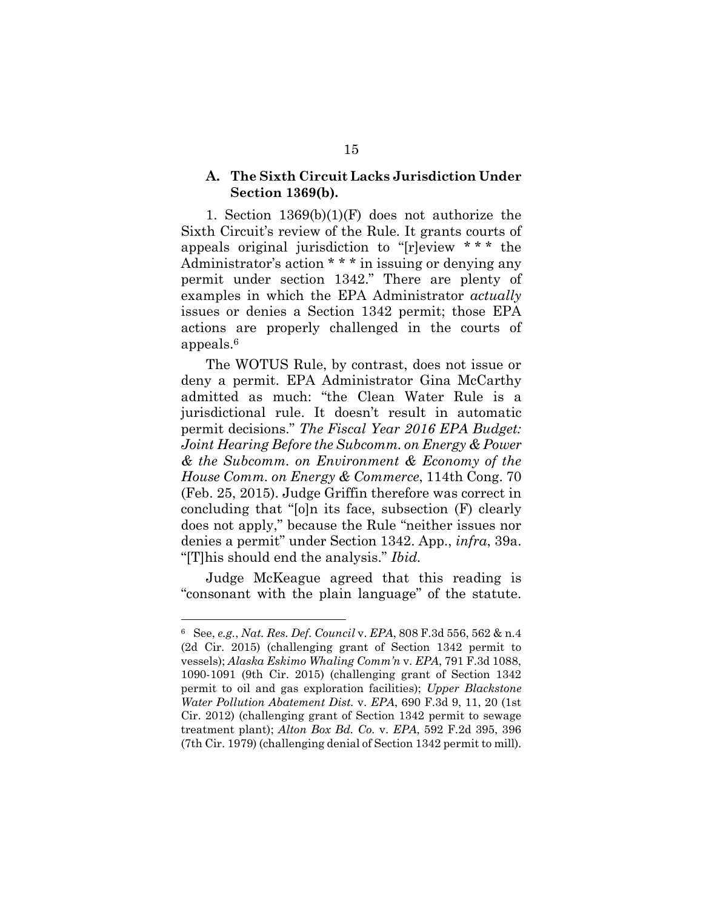### A. The Sixth Circuit Lacks Jurisdiction Under Section 1369(b).

1. Section 1369(b)(1)(F) does not authorize the Sixth Circuit's review of the Rule. It grants courts of appeals original jurisdiction to "[r]eview * * * the Administrator's action * * * in issuing or denying any permit under section 1342." There are plenty of examples in which the EPA Administrator *actually* issues or denies a Section 1342 permit; those EPA actions are properly challenged in the courts of appeals.[6]

The WOTUS Rule, by contrast, does not issue or deny a permit. EPA Administrator Gina McCarthy admitted as much: "the Clean Water Rule is a jurisdictional rule. It doesn't result in automatic permit decisions." *The Fiscal Year 2016 EPA Budget: Joint Hearing Before the Subcomm. on Energy & Power & the Subcomm. on Environment & Economy of the House Comm. on Energy & Commerce*, 114th Cong. 70 (Feb. 25, 2015). Judge Griffin therefore was correct in concluding that "[o]n its face, subsection (F) clearly does not apply," because the Rule "neither issues nor denies a permit" under Section 1342. App., *infra*, 39a. "[T]his should end the analysis." *Ibid.*

Judge McKeague agreed that this reading is "consonant with the plain language" of the statute.

---

[6] See, *e.g.*, *Nat. Res. Def. Council* v. *EPA*, 808 F.3d 556, 562 & n.4 (2d Cir. 2015) (challenging grant of Section 1342 permit to vessels); *Alaska Eskimo Whaling Comm'n* v. *EPA*, 791 F.3d 1088, 1090-1091 (9th Cir. 2015) (challenging grant of Section 1342 permit to oil and gas exploration facilities); *Upper Blackstone Water Pollution Abatement Dist.* v. *EPA*, 690 F.3d 9, 11, 20 (1st Cir. 2012) (challenging grant of Section 1342 permit to sewage treatment plant); *Alton Box Bd. Co.* v. *EPA*, 592 F.2d 395, 396 (7th Cir. 1979) (challenging denial of Section 1342 permit to mill).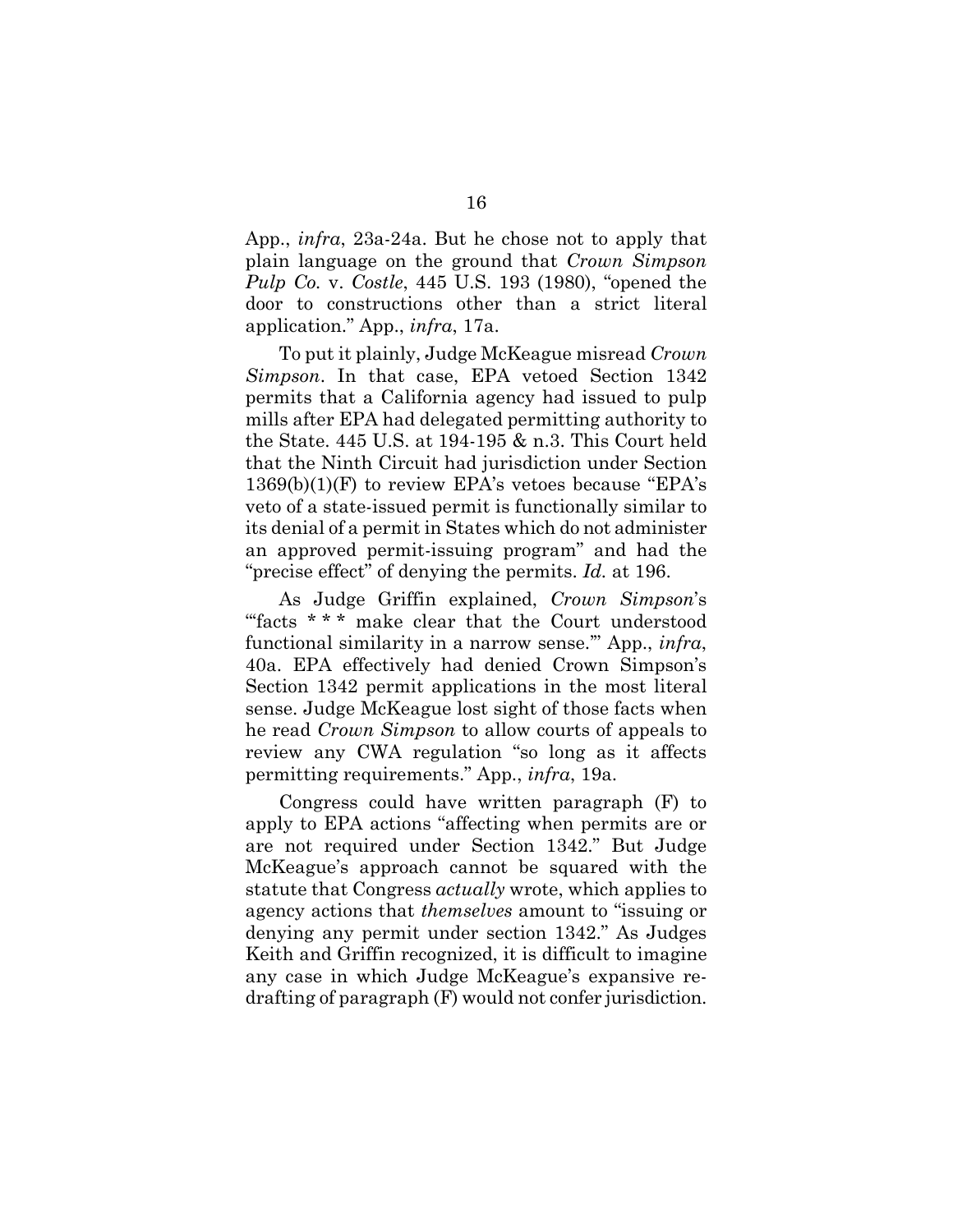App., *infra*, 23a-24a. But he chose not to apply that plain language on the ground that *Crown Simpson Pulp Co.* v. *Costle*, 445 U.S. 193 (1980), "opened the door to constructions other than a strict literal application." App., *infra*, 17a.

To put it plainly, Judge McKeague misread *Crown Simpson*. In that case, EPA vetoed Section 1342 permits that a California agency had issued to pulp mills after EPA had delegated permitting authority to the State. 445 U.S. at 194-195 & n.3. This Court held that the Ninth Circuit had jurisdiction under Section 1369(b)(1)(F) to review EPA's vetoes because "EPA's veto of a state-issued permit is functionally similar to its denial of a permit in States which do not administer an approved permit-issuing program" and had the "precise effect" of denying the permits. *Id.* at 196.

As Judge Griffin explained, *Crown Simpson*'s "'facts * * * make clear that the Court understood functional similarity in a narrow sense.'" App., *infra*, 40a. EPA effectively had denied Crown Simpson's Section 1342 permit applications in the most literal sense. Judge McKeague lost sight of those facts when he read *Crown Simpson* to allow courts of appeals to review any CWA regulation "so long as it affects permitting requirements." App., *infra*, 19a.

Congress could have written paragraph (F) to apply to EPA actions "affecting when permits are or are not required under Section 1342." But Judge McKeague's approach cannot be squared with the statute that Congress *actually* wrote, which applies to agency actions that *themselves* amount to "issuing or denying any permit under section 1342." As Judges Keith and Griffin recognized, it is difficult to imagine any case in which Judge McKeague's expansive re-drafting of paragraph (F) would not confer jurisdiction.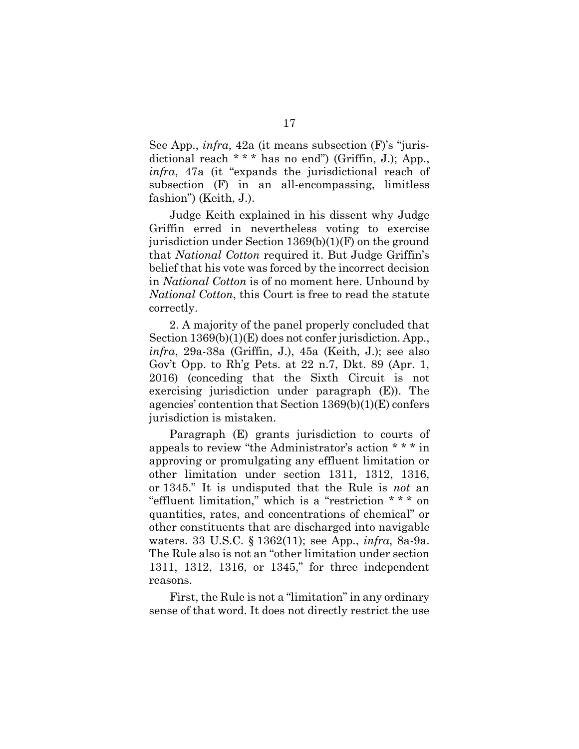See App., *infra*, 42a (it means subsection (F)'s "jurisdictional reach * * * has no end") (Griffin, J.); App., *infra*, 47a (it "expands the jurisdictional reach of subsection (F) in an all-encompassing, limitless fashion") (Keith, J.).

Judge Keith explained in his dissent why Judge Griffin erred in nevertheless voting to exercise jurisdiction under Section 1369(b)(1)(F) on the ground that *National Cotton* required it. But Judge Griffin's belief that his vote was forced by the incorrect decision in *National Cotton* is of no moment here. Unbound by *National Cotton*, this Court is free to read the statute correctly.

2. A majority of the panel properly concluded that Section 1369(b)(1)(E) does not confer jurisdiction. App., *infra*, 29a-38a (Griffin, J.), 45a (Keith, J.); see also Gov't Opp. to Rh'g Pets. at 22 n.7, Dkt. 89 (Apr. 1, 2016) (conceding that the Sixth Circuit is not exercising jurisdiction under paragraph (E)). The agencies' contention that Section 1369(b)(1)(E) confers jurisdiction is mistaken.

Paragraph (E) grants jurisdiction to courts of appeals to review "the Administrator's action * * * in approving or promulgating any effluent limitation or other limitation under section 1311, 1312, 1316, or 1345." It is undisputed that the Rule is *not* an "effluent limitation," which is a "restriction * * * on quantities, rates, and concentrations of chemical" or other constituents that are discharged into navigable waters. 33 U.S.C. § 1362(11); see App., *infra*, 8a-9a. The Rule also is not an "other limitation under section 1311, 1312, 1316, or 1345," for three independent reasons.

First, the Rule is not a "limitation" in any ordinary sense of that word. It does not directly restrict the use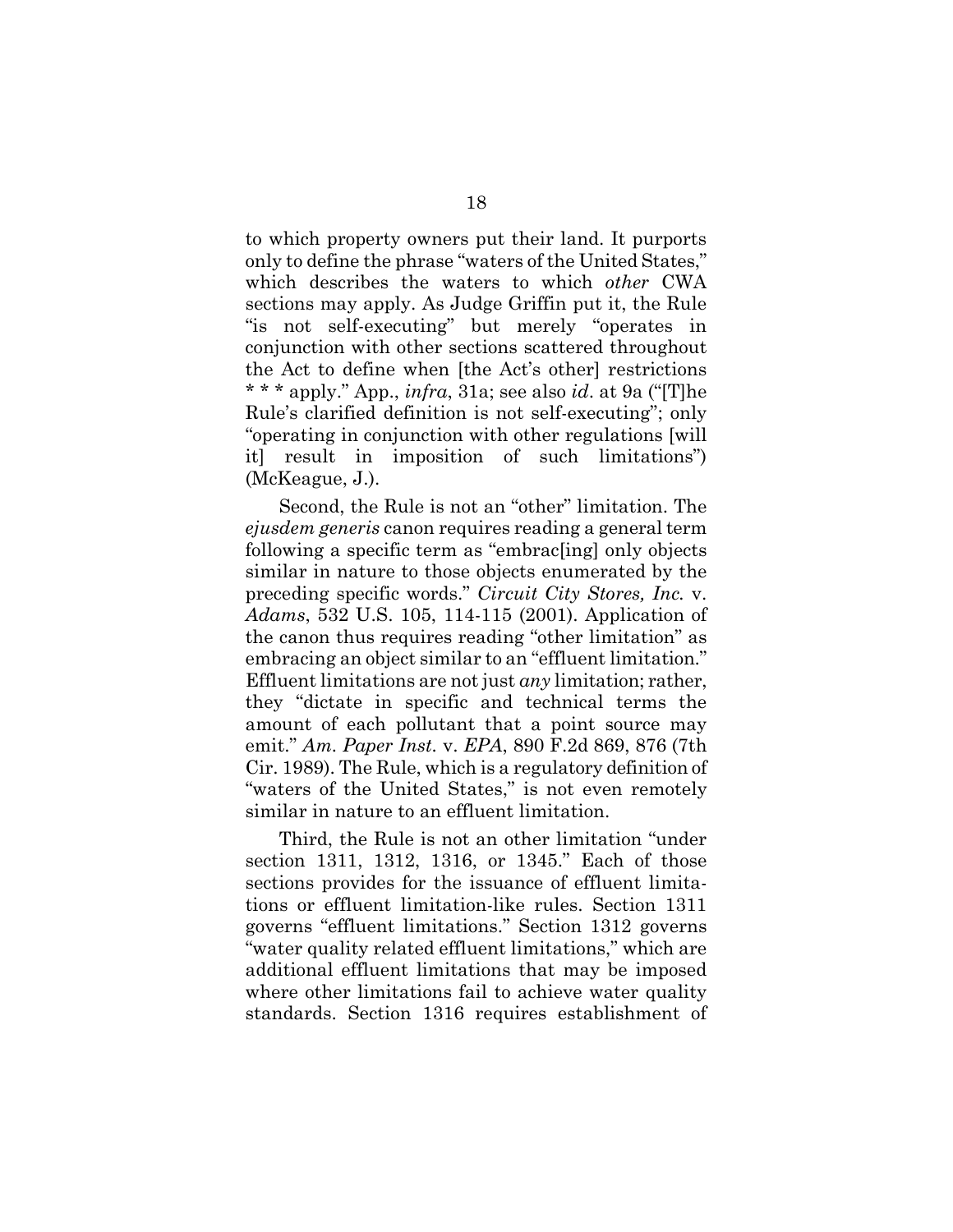to which property owners put their land. It purports only to define the phrase "waters of the United States," which describes the waters to which *other* CWA sections may apply. As Judge Griffin put it, the Rule "is not self-executing" but merely "operates in conjunction with other sections scattered throughout the Act to define when [the Act's other] restrictions * * * apply." App., *infra*, 31a; see also *id*. at 9a ("[T]he Rule's clarified definition is not self-executing"; only "operating in conjunction with other regulations [will it] result in imposition of such limitations") (McKeague, J.).

Second, the Rule is not an "other" limitation. The *ejusdem generis* canon requires reading a general term following a specific term as "embrac[ing] only objects similar in nature to those objects enumerated by the preceding specific words." *Circuit City Stores, Inc.* v. *Adams*, 532 U.S. 105, 114-115 (2001). Application of the canon thus requires reading "other limitation" as embracing an object similar to an "effluent limitation." Effluent limitations are not just *any* limitation; rather, they "dictate in specific and technical terms the amount of each pollutant that a point source may emit." *Am. Paper Inst.* v. *EPA*, 890 F.2d 869, 876 (7th Cir. 1989). The Rule, which is a regulatory definition of "waters of the United States," is not even remotely similar in nature to an effluent limitation.

Third, the Rule is not an other limitation "under section 1311, 1312, 1316, or 1345." Each of those sections provides for the issuance of effluent limitations or effluent limitation-like rules. Section 1311 governs "effluent limitations." Section 1312 governs "water quality related effluent limitations," which are additional effluent limitations that may be imposed where other limitations fail to achieve water quality standards. Section 1316 requires establishment of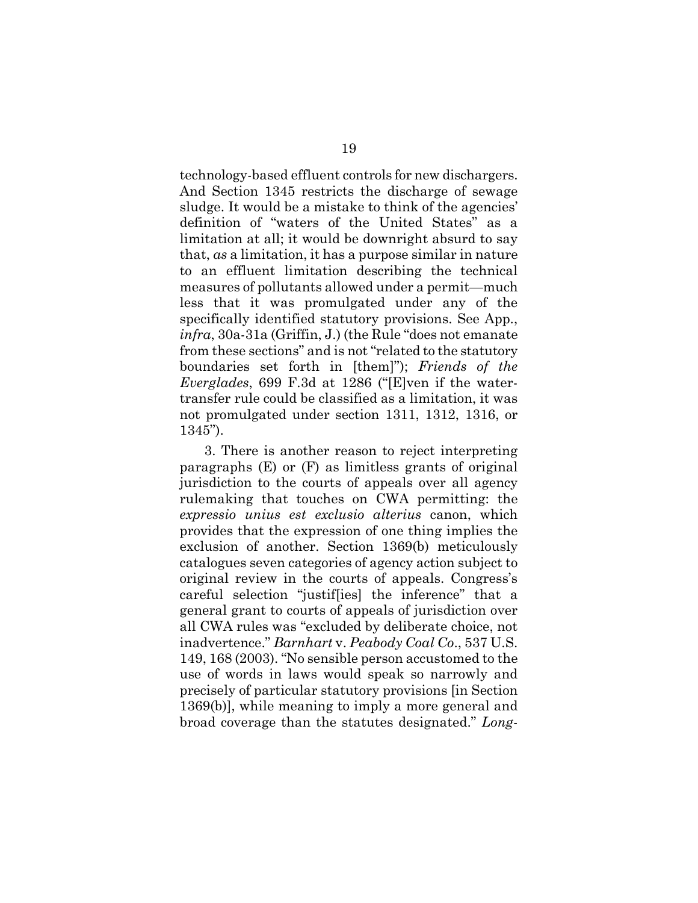technology-based effluent controls for new dischargers. And Section 1345 restricts the discharge of sewage sludge. It would be a mistake to think of the agencies' definition of "waters of the United States" as a limitation at all; it would be downright absurd to say that, *as* a limitation, it has a purpose similar in nature to an effluent limitation describing the technical measures of pollutants allowed under a permit—much less that it was promulgated under any of the specifically identified statutory provisions. See App., *infra*, 30a-31a (Griffin, J.) (the Rule "does not emanate from these sections" and is not "related to the statutory boundaries set forth in [them]"); *Friends of the Everglades*, 699 F.3d at 1286 ("[E]ven if the water-transfer rule could be classified as a limitation, it was not promulgated under section 1311, 1312, 1316, or 1345").

3. There is another reason to reject interpreting paragraphs (E) or (F) as limitless grants of original jurisdiction to the courts of appeals over all agency rulemaking that touches on CWA permitting: the *expressio unius est exclusio alterius* canon, which provides that the expression of one thing implies the exclusion of another. Section 1369(b) meticulously catalogues seven categories of agency action subject to original review in the courts of appeals. Congress's careful selection "justif[ies] the inference" that a general grant to courts of appeals of jurisdiction over all CWA rules was "excluded by deliberate choice, not inadvertence." *Barnhart* v. *Peabody Coal Co*., 537 U.S. 149, 168 (2003). "No sensible person accustomed to the use of words in laws would speak so narrowly and precisely of particular statutory provisions [in Section 1369(b)], while meaning to imply a more general and broad coverage than the statutes designated." *Long-*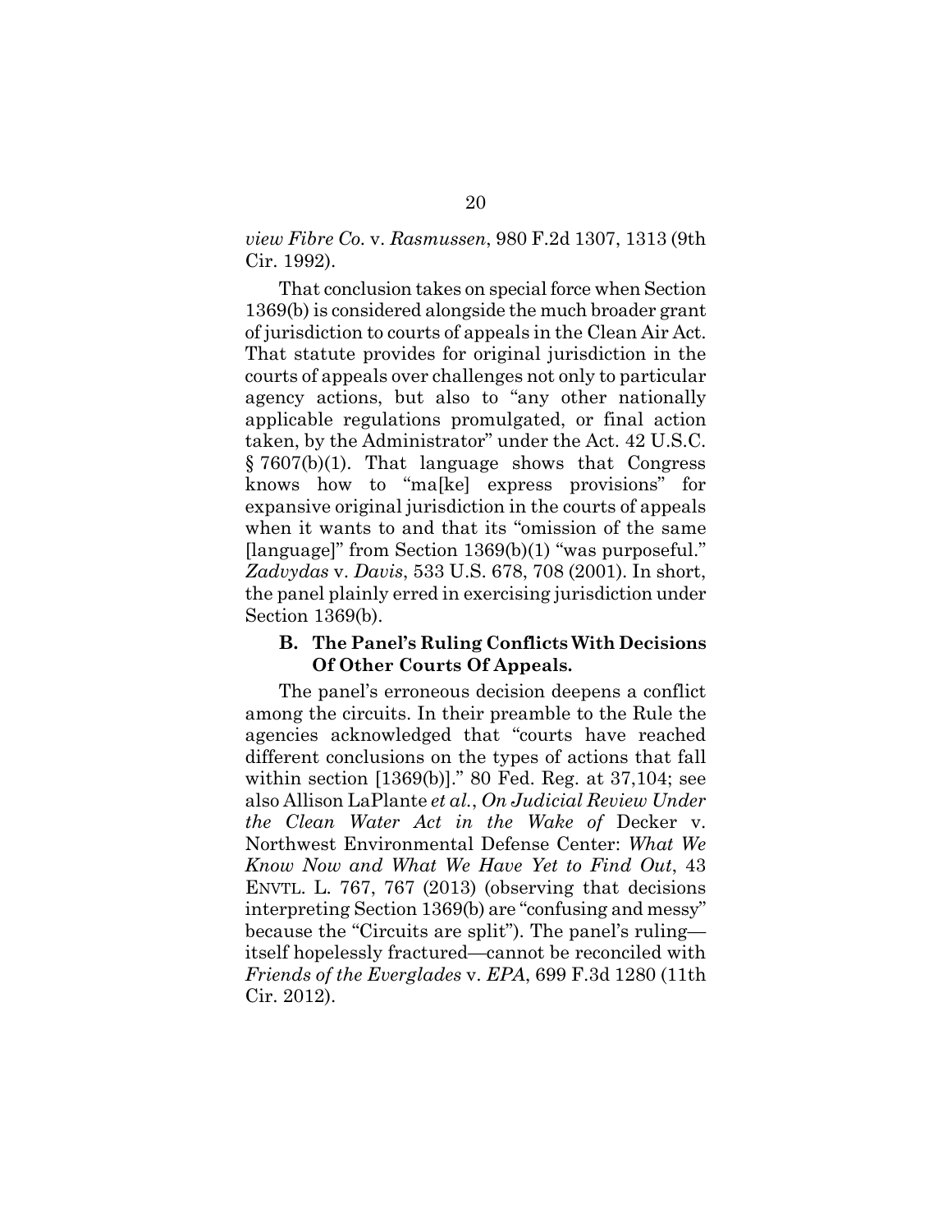*view Fibre Co.* v. *Rasmussen*, 980 F.2d 1307, 1313 (9th Cir. 1992).

That conclusion takes on special force when Section 1369(b) is considered alongside the much broader grant of jurisdiction to courts of appeals in the Clean Air Act. That statute provides for original jurisdiction in the courts of appeals over challenges not only to particular agency actions, but also to "any other nationally applicable regulations promulgated, or final action taken, by the Administrator" under the Act. 42 U.S.C. § 7607(b)(1). That language shows that Congress knows how to "ma[ke] express provisions" for expansive original jurisdiction in the courts of appeals when it wants to and that its "omission of the same [language]" from Section 1369(b)(1) "was purposeful." *Zadvydas* v. *Davis*, 533 U.S. 678, 708 (2001). In short, the panel plainly erred in exercising jurisdiction under Section 1369(b).

### B. The Panel's Ruling Conflicts With Decisions Of Other Courts Of Appeals.

The panel's erroneous decision deepens a conflict among the circuits. In their preamble to the Rule the agencies acknowledged that "courts have reached different conclusions on the types of actions that fall within section [1369(b)]." 80 Fed. Reg. at 37,104; see also Allison LaPlante *et al.*, *On Judicial Review Under the Clean Water Act in the Wake of* Decker v. Northwest Environmental Defense Center: *What We Know Now and What We Have Yet to Find Out*, 43 ENVTL. L. 767, 767 (2013) (observing that decisions interpreting Section 1369(b) are "confusing and messy" because the "Circuits are split"). The panel's ruling—itself hopelessly fractured—cannot be reconciled with *Friends of the Everglades* v. *EPA*, 699 F.3d 1280 (11th Cir. 2012).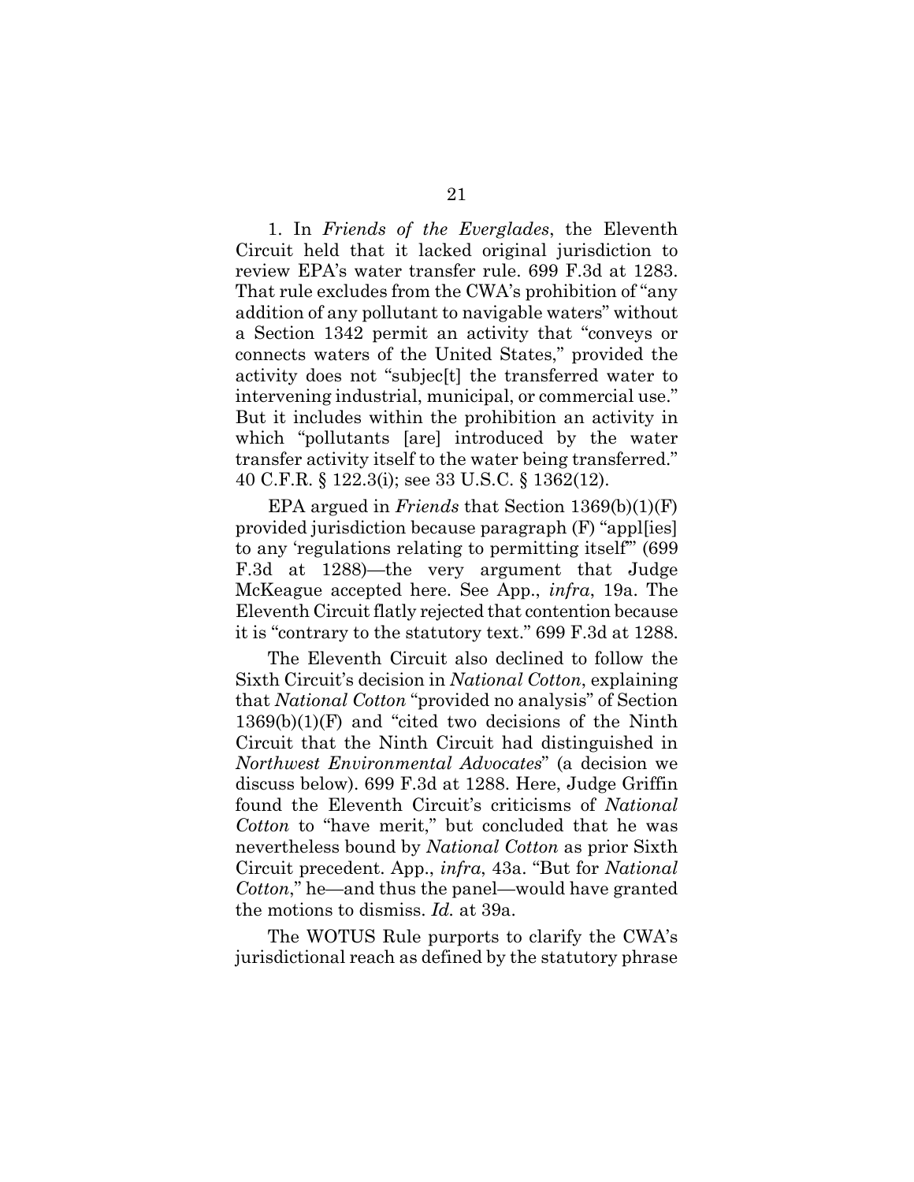1. In *Friends of the Everglades*, the Eleventh Circuit held that it lacked original jurisdiction to review EPA's water transfer rule. 699 F.3d at 1283. That rule excludes from the CWA's prohibition of "any addition of any pollutant to navigable waters" without a Section 1342 permit an activity that "conveys or connects waters of the United States," provided the activity does not "subjec[t] the transferred water to intervening industrial, municipal, or commercial use." But it includes within the prohibition an activity in which "pollutants [are] introduced by the water transfer activity itself to the water being transferred." 40 C.F.R. § 122.3(i); see 33 U.S.C. § 1362(12).

EPA argued in *Friends* that Section 1369(b)(1)(F) provided jurisdiction because paragraph (F) "appl[ies] to any 'regulations relating to permitting itself'" (699 F.3d at 1288)—the very argument that Judge McKeague accepted here. See App., *infra*, 19a. The Eleventh Circuit flatly rejected that contention because it is "contrary to the statutory text." 699 F.3d at 1288.

The Eleventh Circuit also declined to follow the Sixth Circuit's decision in *National Cotton*, explaining that *National Cotton* "provided no analysis" of Section 1369(b)(1)(F) and "cited two decisions of the Ninth Circuit that the Ninth Circuit had distinguished in *Northwest Environmental Advocates*" (a decision we discuss below). 699 F.3d at 1288. Here, Judge Griffin found the Eleventh Circuit's criticisms of *National Cotton* to "have merit," but concluded that he was nevertheless bound by *National Cotton* as prior Sixth Circuit precedent. App., *infra*, 43a. "But for *National Cotton*," he—and thus the panel—would have granted the motions to dismiss. *Id.* at 39a.

The WOTUS Rule purports to clarify the CWA's jurisdictional reach as defined by the statutory phrase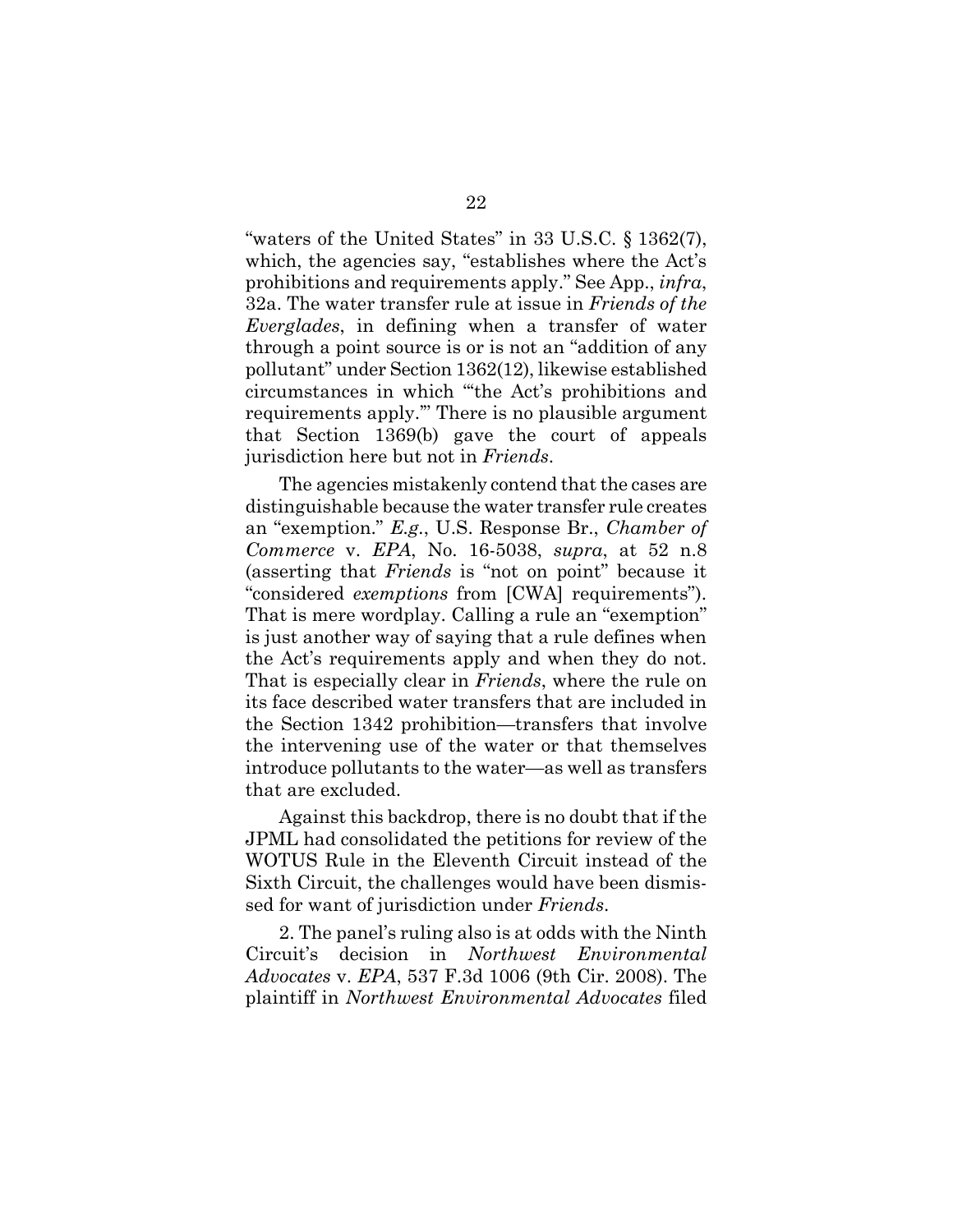"waters of the United States" in 33 U.S.C. § 1362(7), which, the agencies say, "establishes where the Act's prohibitions and requirements apply." See App., *infra*, 32a. The water transfer rule at issue in *Friends of the Everglades*, in defining when a transfer of water through a point source is or is not an "addition of any pollutant" under Section 1362(12), likewise established circumstances in which "'the Act's prohibitions and requirements apply.'" There is no plausible argument that Section 1369(b) gave the court of appeals jurisdiction here but not in *Friends*.

The agencies mistakenly contend that the cases are distinguishable because the water transfer rule creates an "exemption." *E.g.*, U.S. Response Br., *Chamber of Commerce* v. *EPA*, No. 16-5038, *supra*, at 52 n.8 (asserting that *Friends* is "not on point" because it "considered *exemptions* from [CWA] requirements"). That is mere wordplay. Calling a rule an "exemption" is just another way of saying that a rule defines when the Act's requirements apply and when they do not. That is especially clear in *Friends*, where the rule on its face described water transfers that are included in the Section 1342 prohibition—transfers that involve the intervening use of the water or that themselves introduce pollutants to the water—as well as transfers that are excluded.

Against this backdrop, there is no doubt that if the JPML had consolidated the petitions for review of the WOTUS Rule in the Eleventh Circuit instead of the Sixth Circuit, the challenges would have been dismissed for want of jurisdiction under *Friends*.

2. The panel's ruling also is at odds with the Ninth Circuit's decision in *Northwest Environmental Advocates* v. *EPA*, 537 F.3d 1006 (9th Cir. 2008). The plaintiff in *Northwest Environmental Advocates* filed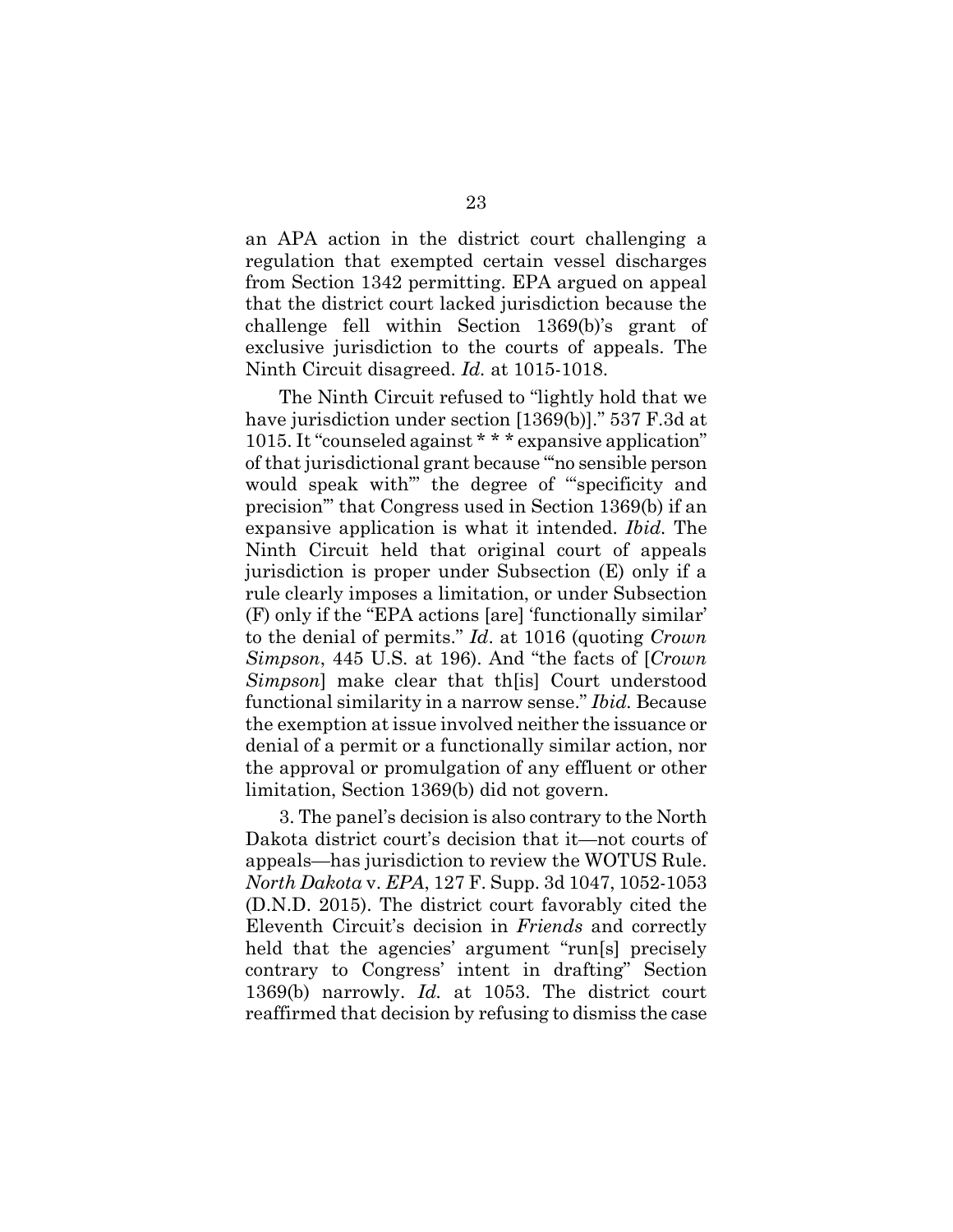an APA action in the district court challenging a regulation that exempted certain vessel discharges from Section 1342 permitting. EPA argued on appeal that the district court lacked jurisdiction because the challenge fell within Section 1369(b)'s grant of exclusive jurisdiction to the courts of appeals. The Ninth Circuit disagreed. *Id.* at 1015-1018.

The Ninth Circuit refused to "lightly hold that we have jurisdiction under section [1369(b)]." 537 F.3d at 1015. It "counseled against * * * expansive application" of that jurisdictional grant because "'no sensible person would speak with'" the degree of "'specificity and precision'" that Congress used in Section 1369(b) if an expansive application is what it intended. *Ibid.* The Ninth Circuit held that original court of appeals jurisdiction is proper under Subsection (E) only if a rule clearly imposes a limitation, or under Subsection (F) only if the "EPA actions [are] 'functionally similar' to the denial of permits." *Id*. at 1016 (quoting *Crown Simpson*, 445 U.S. at 196). And "the facts of [*Crown Simpson*] make clear that th[is] Court understood functional similarity in a narrow sense." *Ibid.* Because the exemption at issue involved neither the issuance or denial of a permit or a functionally similar action, nor the approval or promulgation of any effluent or other limitation, Section 1369(b) did not govern.

3. The panel's decision is also contrary to the North Dakota district court's decision that it—not courts of appeals—has jurisdiction to review the WOTUS Rule. *North Dakota* v. *EPA*, 127 F. Supp. 3d 1047, 1052-1053 (D.N.D. 2015). The district court favorably cited the Eleventh Circuit's decision in *Friends* and correctly held that the agencies' argument "run[s] precisely contrary to Congress' intent in drafting" Section 1369(b) narrowly. *Id.* at 1053. The district court reaffirmed that decision by refusing to dismiss the case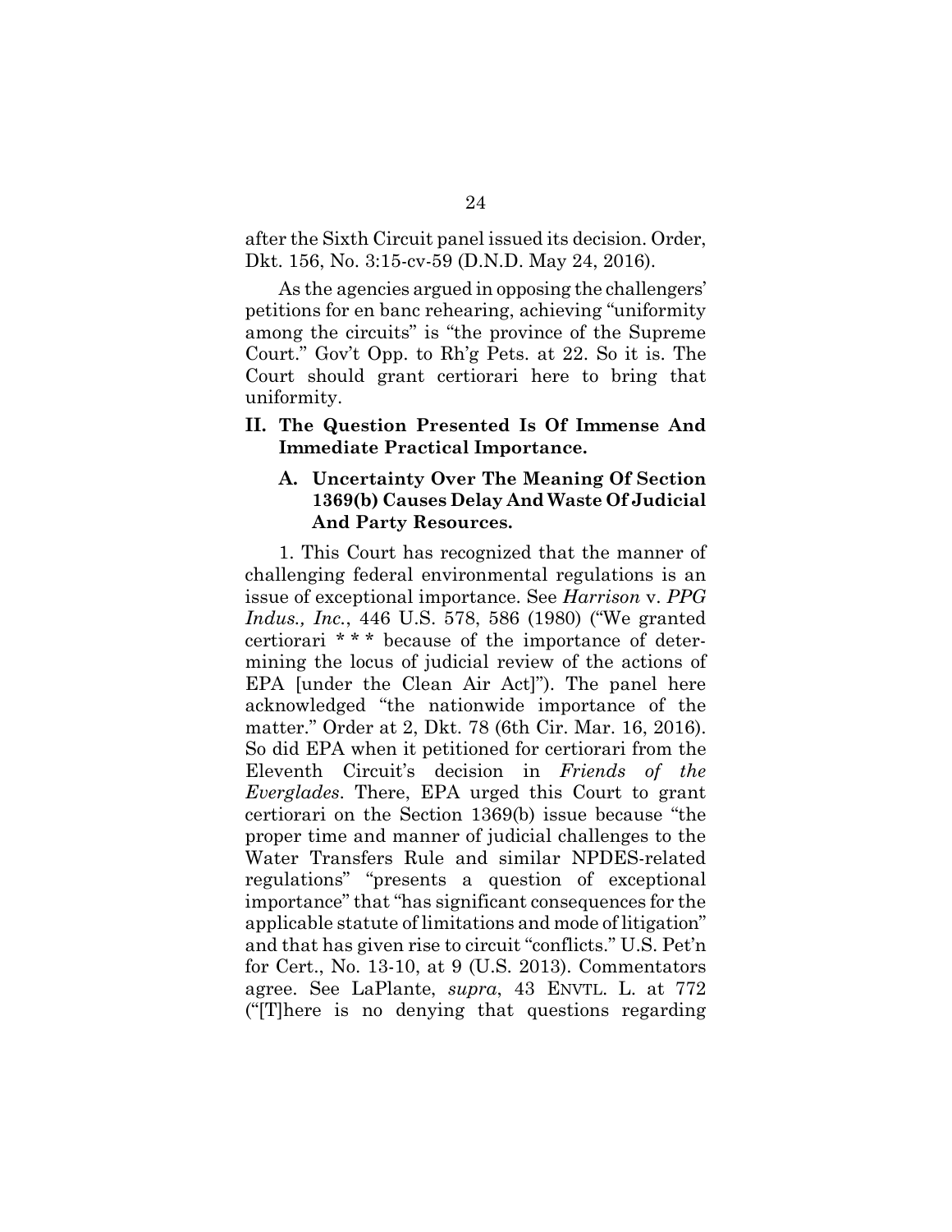after the Sixth Circuit panel issued its decision. Order, Dkt. 156, No. 3:15-cv-59 (D.N.D. May 24, 2016).

As the agencies argued in opposing the challengers' petitions for en banc rehearing, achieving "uniformity among the circuits" is "the province of the Supreme Court." Gov't Opp. to Rh'g Pets. at 22. So it is. The Court should grant certiorari here to bring that uniformity.

## II. The Question Presented Is Of Immense And Immediate Practical Importance.

### A. Uncertainty Over The Meaning Of Section 1369(b) Causes Delay And Waste Of Judicial And Party Resources.

1. This Court has recognized that the manner of challenging federal environmental regulations is an issue of exceptional importance. See *Harrison* v. *PPG Indus., Inc.*, 446 U.S. 578, 586 (1980) ("We granted certiorari * * * because of the importance of determining the locus of judicial review of the actions of EPA [under the Clean Air Act]"). The panel here acknowledged "the nationwide importance of the matter." Order at 2, Dkt. 78 (6th Cir. Mar. 16, 2016). So did EPA when it petitioned for certiorari from the Eleventh Circuit's decision in *Friends of the Everglades*. There, EPA urged this Court to grant certiorari on the Section 1369(b) issue because "the proper time and manner of judicial challenges to the Water Transfers Rule and similar NPDES-related regulations" "presents a question of exceptional importance" that "has significant consequences for the applicable statute of limitations and mode of litigation" and that has given rise to circuit "conflicts." U.S. Pet'n for Cert., No. 13-10, at 9 (U.S. 2013). Commentators agree. See LaPlante, *supra*, 43 ENVTL. L. at 772 ("[T]here is no denying that questions regarding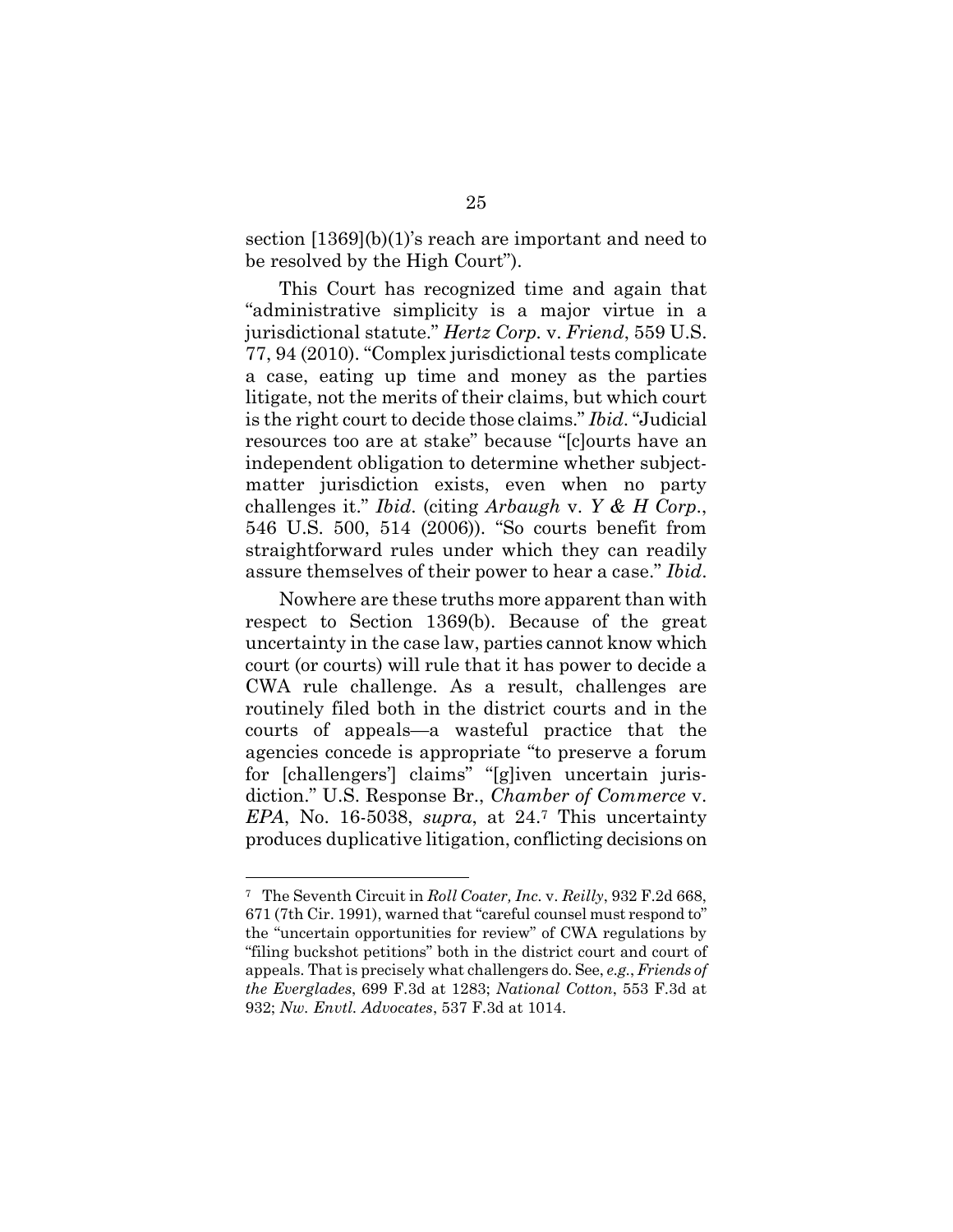section [1369](b)(1)'s reach are important and need to be resolved by the High Court").

This Court has recognized time and again that "administrative simplicity is a major virtue in a jurisdictional statute." *Hertz Corp.* v. *Friend*, 559 U.S. 77, 94 (2010). "Complex jurisdictional tests complicate a case, eating up time and money as the parties litigate, not the merits of their claims, but which court is the right court to decide those claims." *Ibid*. "Judicial resources too are at stake" because "[c]ourts have an independent obligation to determine whether subject-matter jurisdiction exists, even when no party challenges it." *Ibid*. (citing *Arbaugh* v. *Y & H Corp.*, 546 U.S. 500, 514 (2006)). "So courts benefit from straightforward rules under which they can readily assure themselves of their power to hear a case." *Ibid*.

Nowhere are these truths more apparent than with respect to Section 1369(b). Because of the great uncertainty in the case law, parties cannot know which court (or courts) will rule that it has power to decide a CWA rule challenge. As a result, challenges are routinely filed both in the district courts and in the courts of appeals—a wasteful practice that the agencies concede is appropriate "to preserve a forum for [challengers'] claims" "[g]iven uncertain jurisdiction." U.S. Response Br., *Chamber of Commerce* v. *EPA*, No. 16-5038, *supra*, at 24.[7] This uncertainty produces duplicative litigation, conflicting decisions on

---

[7] The Seventh Circuit in *Roll Coater, Inc.* v. *Reilly*, 932 F.2d 668, 671 (7th Cir. 1991), warned that "careful counsel must respond to" the "uncertain opportunities for review" of CWA regulations by "filing buckshot petitions" both in the district court and court of appeals. That is precisely what challengers do. See, *e.g.*, *Friends of the Everglades*, 699 F.3d at 1283; *National Cotton*, 553 F.3d at 932; *Nw. Envtl. Advocates*, 537 F.3d at 1014.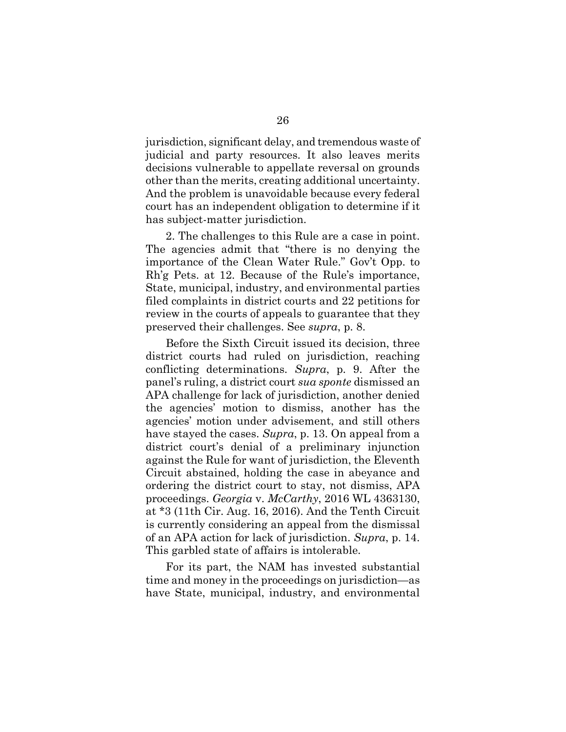jurisdiction, significant delay, and tremendous waste of judicial and party resources. It also leaves merits decisions vulnerable to appellate reversal on grounds other than the merits, creating additional uncertainty. And the problem is unavoidable because every federal court has an independent obligation to determine if it has subject-matter jurisdiction.

2. The challenges to this Rule are a case in point. The agencies admit that "there is no denying the importance of the Clean Water Rule." Gov't Opp. to Rh'g Pets. at 12. Because of the Rule's importance, State, municipal, industry, and environmental parties filed complaints in district courts and 22 petitions for review in the courts of appeals to guarantee that they preserved their challenges. See *supra*, p. 8.

Before the Sixth Circuit issued its decision, three district courts had ruled on jurisdiction, reaching conflicting determinations. *Supra*, p. 9. After the panel's ruling, a district court *sua sponte* dismissed an APA challenge for lack of jurisdiction, another denied the agencies' motion to dismiss, another has the agencies' motion under advisement, and still others have stayed the cases. *Supra*, p. 13. On appeal from a district court's denial of a preliminary injunction against the Rule for want of jurisdiction, the Eleventh Circuit abstained, holding the case in abeyance and ordering the district court to stay, not dismiss, APA proceedings. *Georgia* v. *McCarthy*, 2016 WL 4363130, at *3 (11th Cir. Aug. 16, 2016). And the Tenth Circuit is currently considering an appeal from the dismissal of an APA action for lack of jurisdiction. *Supra*, p. 14. This garbled state of affairs is intolerable.

For its part, the NAM has invested substantial time and money in the proceedings on jurisdiction—as have State, municipal, industry, and environmental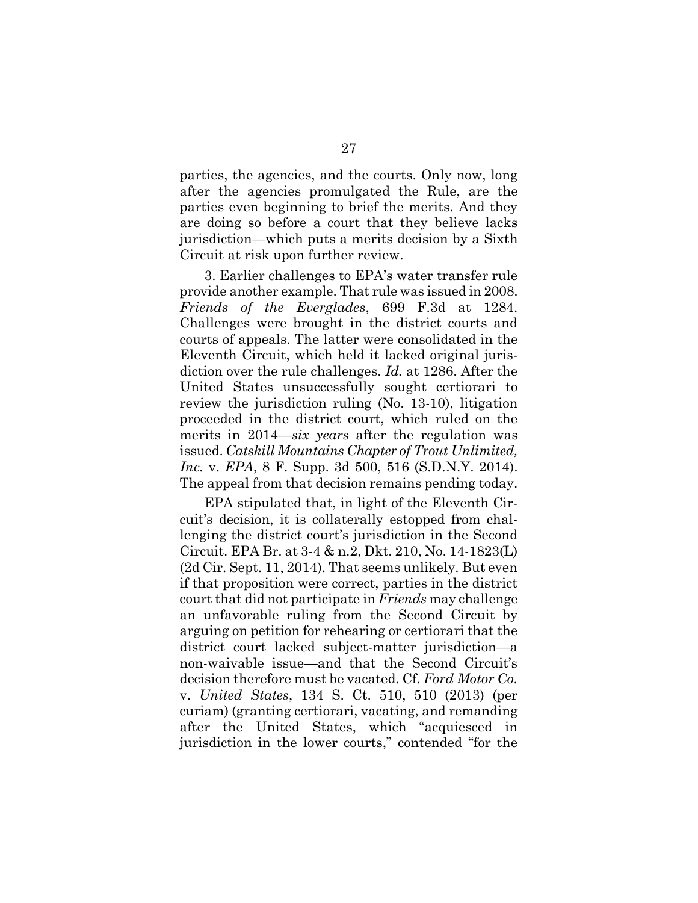parties, the agencies, and the courts. Only now, long after the agencies promulgated the Rule, are the parties even beginning to brief the merits. And they are doing so before a court that they believe lacks jurisdiction—which puts a merits decision by a Sixth Circuit at risk upon further review.

3. Earlier challenges to EPA's water transfer rule provide another example. That rule was issued in 2008. *Friends of the Everglades*, 699 F.3d at 1284. Challenges were brought in the district courts and courts of appeals. The latter were consolidated in the Eleventh Circuit, which held it lacked original jurisdiction over the rule challenges. *Id.* at 1286. After the United States unsuccessfully sought certiorari to review the jurisdiction ruling (No. 13-10), litigation proceeded in the district court, which ruled on the merits in 2014—*six years* after the regulation was issued. *Catskill Mountains Chapter of Trout Unlimited, Inc.* v. *EPA*, 8 F. Supp. 3d 500, 516 (S.D.N.Y. 2014). The appeal from that decision remains pending today.

EPA stipulated that, in light of the Eleventh Circuit's decision, it is collaterally estopped from challenging the district court's jurisdiction in the Second Circuit. EPA Br. at 3-4 & n.2, Dkt. 210, No. 14-1823(L) (2d Cir. Sept. 11, 2014). That seems unlikely. But even if that proposition were correct, parties in the district court that did not participate in *Friends* may challenge an unfavorable ruling from the Second Circuit by arguing on petition for rehearing or certiorari that the district court lacked subject-matter jurisdiction—a non-waivable issue—and that the Second Circuit's decision therefore must be vacated. Cf. *Ford Motor Co.* v. *United States*, 134 S. Ct. 510, 510 (2013) (per curiam) (granting certiorari, vacating, and remanding after the United States, which "acquiesced in jurisdiction in the lower courts," contended "for the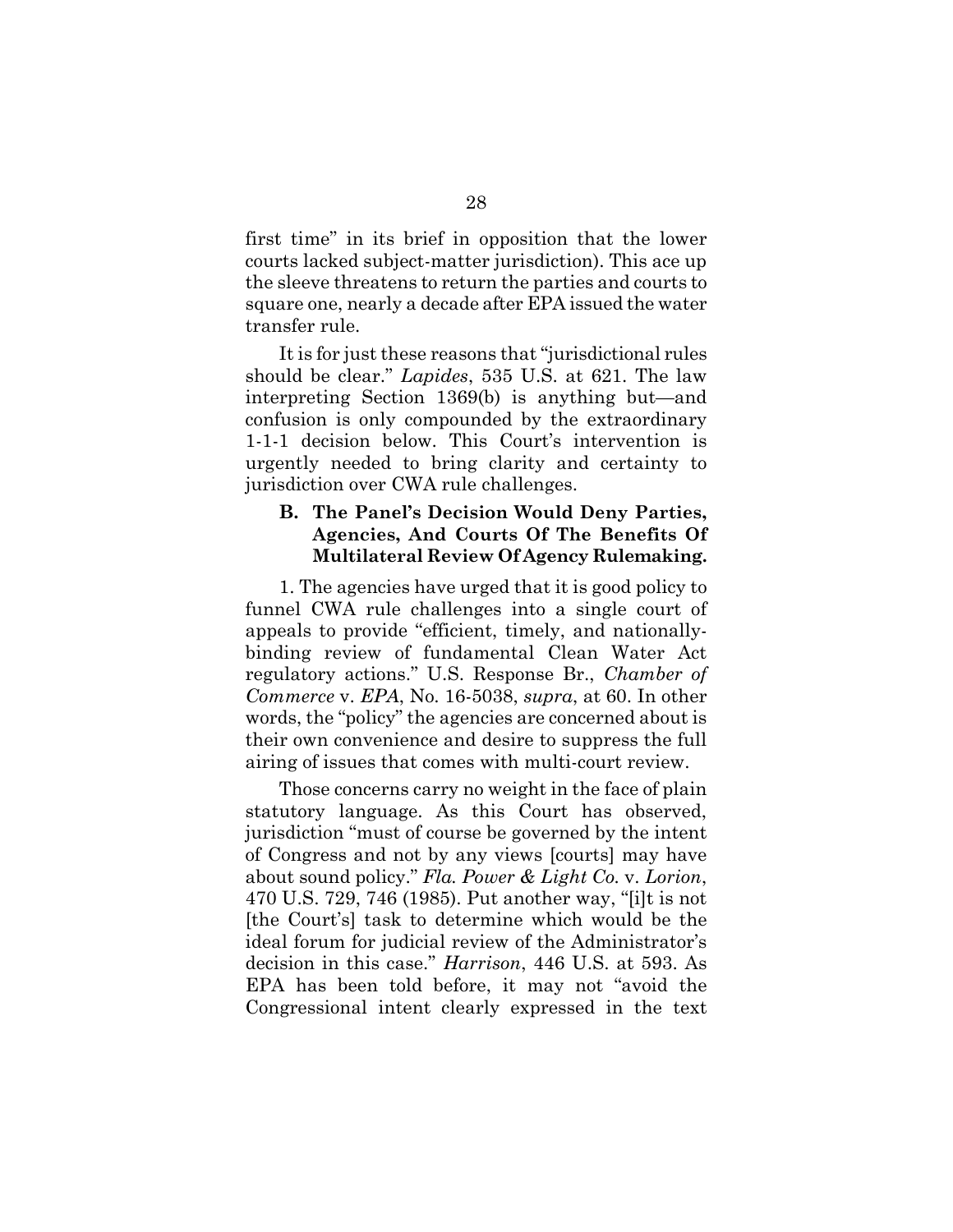first time" in its brief in opposition that the lower courts lacked subject-matter jurisdiction). This ace up the sleeve threatens to return the parties and courts to square one, nearly a decade after EPA issued the water transfer rule.

It is for just these reasons that "jurisdictional rules should be clear." *Lapides*, 535 U.S. at 621. The law interpreting Section 1369(b) is anything but—and confusion is only compounded by the extraordinary 1-1-1 decision below. This Court's intervention is urgently needed to bring clarity and certainty to jurisdiction over CWA rule challenges.

### B. The Panel's Decision Would Deny Parties, Agencies, And Courts Of The Benefits Of Multilateral Review Of Agency Rulemaking.

1. The agencies have urged that it is good policy to funnel CWA rule challenges into a single court of appeals to provide "efficient, timely, and nationally-binding review of fundamental Clean Water Act regulatory actions." U.S. Response Br., *Chamber of Commerce* v. *EPA*, No. 16-5038, *supra*, at 60. In other words, the "policy" the agencies are concerned about is their own convenience and desire to suppress the full airing of issues that comes with multi-court review.

Those concerns carry no weight in the face of plain statutory language. As this Court has observed, jurisdiction "must of course be governed by the intent of Congress and not by any views [courts] may have about sound policy." *Fla. Power & Light Co.* v. *Lorion*, 470 U.S. 729, 746 (1985). Put another way, "[i]t is not [the Court's] task to determine which would be the ideal forum for judicial review of the Administrator's decision in this case." *Harrison*, 446 U.S. at 593. As EPA has been told before, it may not "avoid the Congressional intent clearly expressed in the text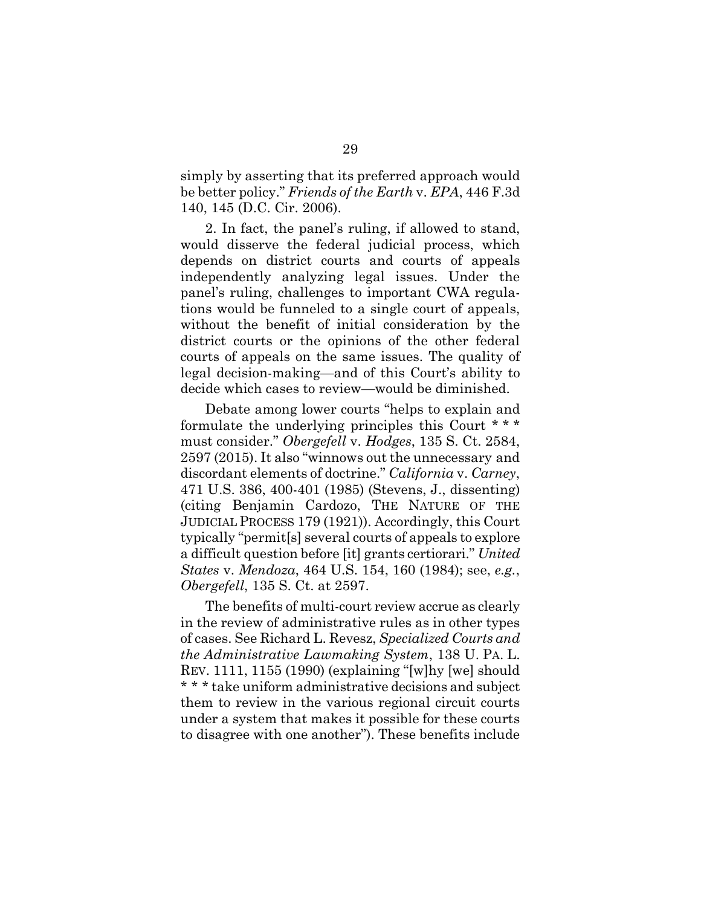simply by asserting that its preferred approach would be better policy." *Friends of the Earth* v. *EPA*, 446 F.3d 140, 145 (D.C. Cir. 2006).

2. In fact, the panel's ruling, if allowed to stand, would disserve the federal judicial process, which depends on district courts and courts of appeals independently analyzing legal issues. Under the panel's ruling, challenges to important CWA regulations would be funneled to a single court of appeals, without the benefit of initial consideration by the district courts or the opinions of the other federal courts of appeals on the same issues. The quality of legal decision-making—and of this Court's ability to decide which cases to review—would be diminished.

Debate among lower courts "helps to explain and formulate the underlying principles this Court * * * must consider." *Obergefell* v. *Hodges*, 135 S. Ct. 2584, 2597 (2015). It also "winnows out the unnecessary and discordant elements of doctrine." *California* v. *Carney*, 471 U.S. 386, 400-401 (1985) (Stevens, J., dissenting) (citing Benjamin Cardozo, THE NATURE OF THE JUDICIAL PROCESS 179 (1921)). Accordingly, this Court typically "permit[s] several courts of appeals to explore a difficult question before [it] grants certiorari." *United States* v. *Mendoza*, 464 U.S. 154, 160 (1984); see, *e.g.*, *Obergefell*, 135 S. Ct. at 2597.

The benefits of multi-court review accrue as clearly in the review of administrative rules as in other types of cases. See Richard L. Revesz, *Specialized Courts and the Administrative Lawmaking System*, 138 U. PA. L. REV. 1111, 1155 (1990) (explaining "[w]hy [we] should * * * take uniform administrative decisions and subject them to review in the various regional circuit courts under a system that makes it possible for these courts to disagree with one another"). These benefits include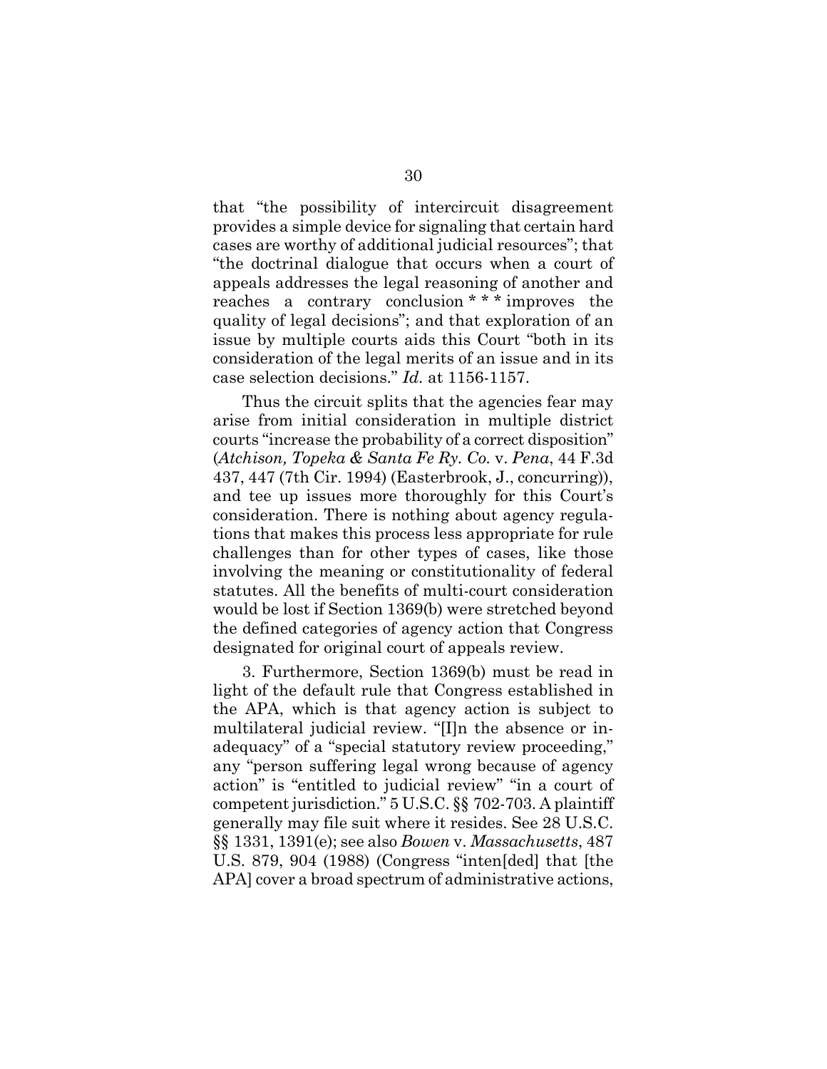that "the possibility of intercircuit disagreement provides a simple device for signaling that certain hard cases are worthy of additional judicial resources"; that "the doctrinal dialogue that occurs when a court of appeals addresses the legal reasoning of another and reaches a contrary conclusion * * * improves the quality of legal decisions"; and that exploration of an issue by multiple courts aids this Court "both in its consideration of the legal merits of an issue and in its case selection decisions." *Id.* at 1156-1157.

Thus the circuit splits that the agencies fear may arise from initial consideration in multiple district courts "increase the probability of a correct disposition" (*Atchison, Topeka & Santa Fe Ry. Co.* v. *Pena*, 44 F.3d 437, 447 (7th Cir. 1994) (Easterbrook, J., concurring)), and tee up issues more thoroughly for this Court's consideration. There is nothing about agency regulations that makes this process less appropriate for rule challenges than for other types of cases, like those involving the meaning or constitutionality of federal statutes. All the benefits of multi-court consideration would be lost if Section 1369(b) were stretched beyond the defined categories of agency action that Congress designated for original court of appeals review.

3. Furthermore, Section 1369(b) must be read in light of the default rule that Congress established in the APA, which is that agency action is subject to multilateral judicial review. "[I]n the absence or inadequacy" of a "special statutory review proceeding," any "person suffering legal wrong because of agency action" is "entitled to judicial review" "in a court of competent jurisdiction." 5 U.S.C. §§ 702-703. A plaintiff generally may file suit where it resides. See 28 U.S.C. §§ 1331, 1391(e); see also *Bowen* v. *Massachusetts*, 487 U.S. 879, 904 (1988) (Congress "inten[ded] that [the APA] cover a broad spectrum of administrative actions,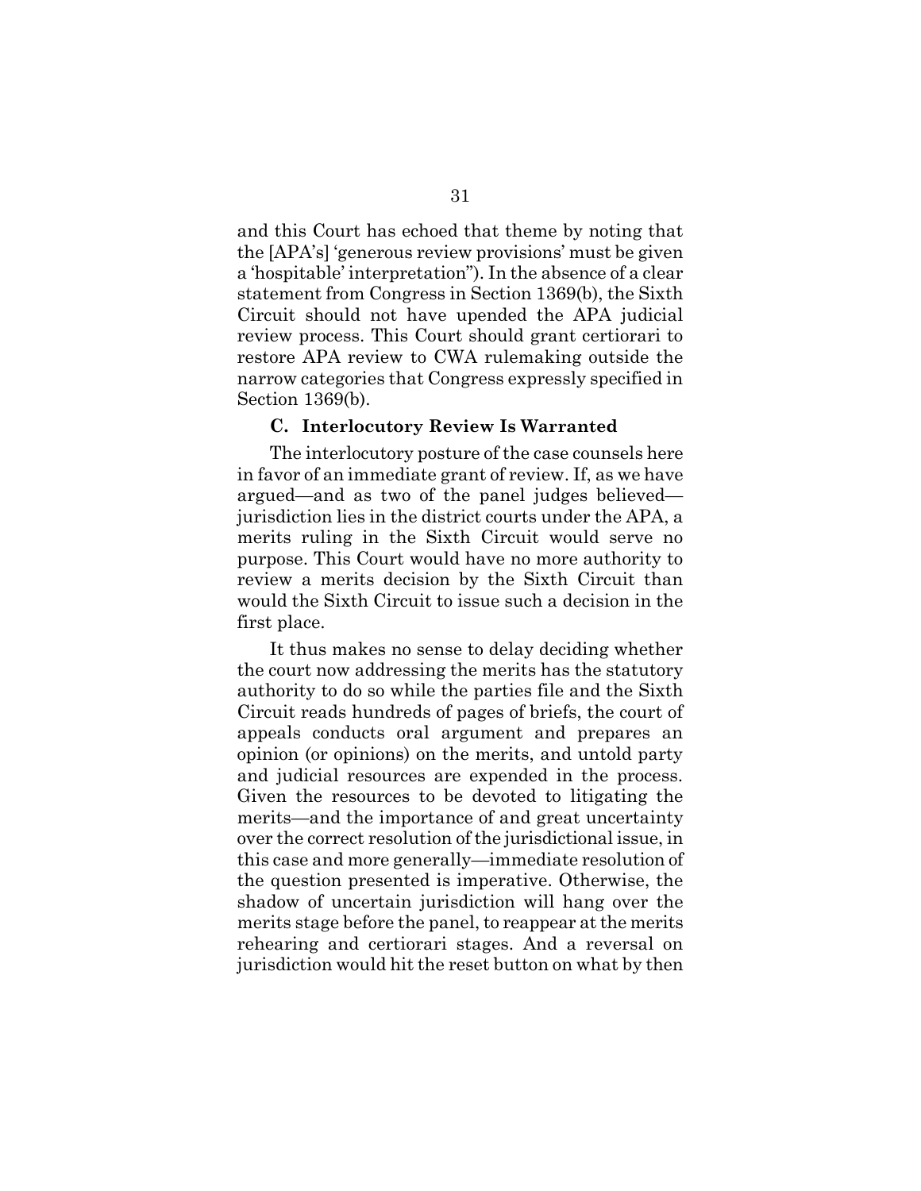and this Court has echoed that theme by noting that the [APA's] 'generous review provisions' must be given a 'hospitable' interpretation"). In the absence of a clear statement from Congress in Section 1369(b), the Sixth Circuit should not have upended the APA judicial review process. This Court should grant certiorari to restore APA review to CWA rulemaking outside the narrow categories that Congress expressly specified in Section 1369(b).

### C. Interlocutory Review Is Warranted

The interlocutory posture of the case counsels here in favor of an immediate grant of review. If, as we have argued—and as two of the panel judges believed—jurisdiction lies in the district courts under the APA, a merits ruling in the Sixth Circuit would serve no purpose. This Court would have no more authority to review a merits decision by the Sixth Circuit than would the Sixth Circuit to issue such a decision in the first place.

It thus makes no sense to delay deciding whether the court now addressing the merits has the statutory authority to do so while the parties file and the Sixth Circuit reads hundreds of pages of briefs, the court of appeals conducts oral argument and prepares an opinion (or opinions) on the merits, and untold party and judicial resources are expended in the process. Given the resources to be devoted to litigating the merits—and the importance of and great uncertainty over the correct resolution of the jurisdictional issue, in this case and more generally—immediate resolution of the question presented is imperative. Otherwise, the shadow of uncertain jurisdiction will hang over the merits stage before the panel, to reappear at the merits rehearing and certiorari stages. And a reversal on jurisdiction would hit the reset button on what by then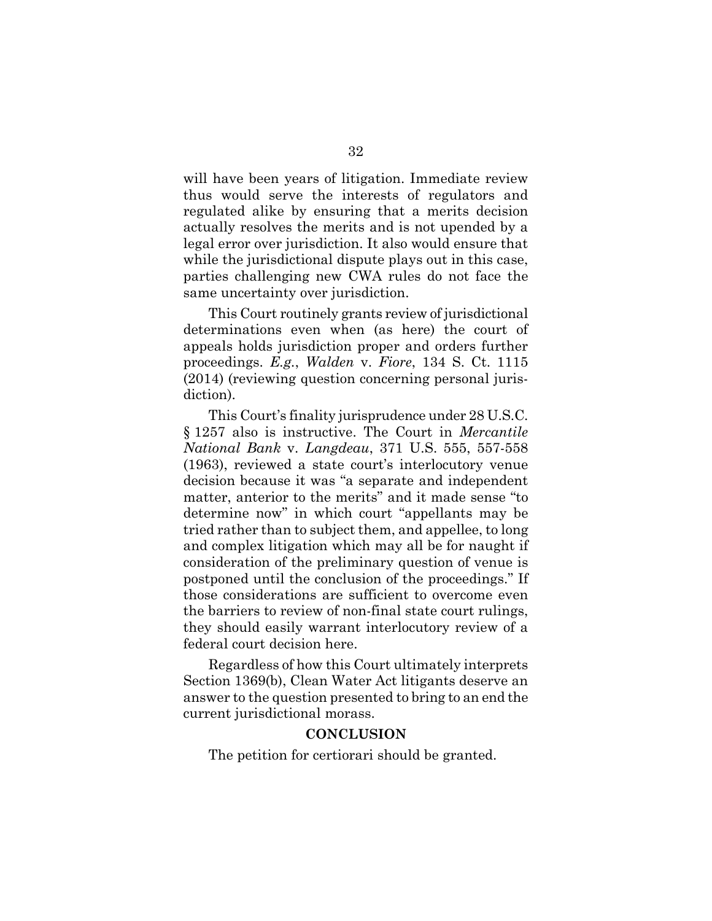will have been years of litigation. Immediate review thus would serve the interests of regulators and regulated alike by ensuring that a merits decision actually resolves the merits and is not upended by a legal error over jurisdiction. It also would ensure that while the jurisdictional dispute plays out in this case, parties challenging new CWA rules do not face the same uncertainty over jurisdiction.

This Court routinely grants review of jurisdictional determinations even when (as here) the court of appeals holds jurisdiction proper and orders further proceedings. *E.g.*, *Walden* v. *Fiore*, 134 S. Ct. 1115 (2014) (reviewing question concerning personal jurisdiction).

This Court's finality jurisprudence under 28 U.S.C. § 1257 also is instructive. The Court in *Mercantile National Bank* v. *Langdeau*, 371 U.S. 555, 557-558 (1963), reviewed a state court's interlocutory venue decision because it was "a separate and independent matter, anterior to the merits" and it made sense "to determine now" in which court "appellants may be tried rather than to subject them, and appellee, to long and complex litigation which may all be for naught if consideration of the preliminary question of venue is postponed until the conclusion of the proceedings." If those considerations are sufficient to overcome even the barriers to review of non-final state court rulings, they should easily warrant interlocutory review of a federal court decision here.

Regardless of how this Court ultimately interprets Section 1369(b), Clean Water Act litigants deserve an answer to the question presented to bring to an end the current jurisdictional morass.

## CONCLUSION

The petition for certiorari should be granted.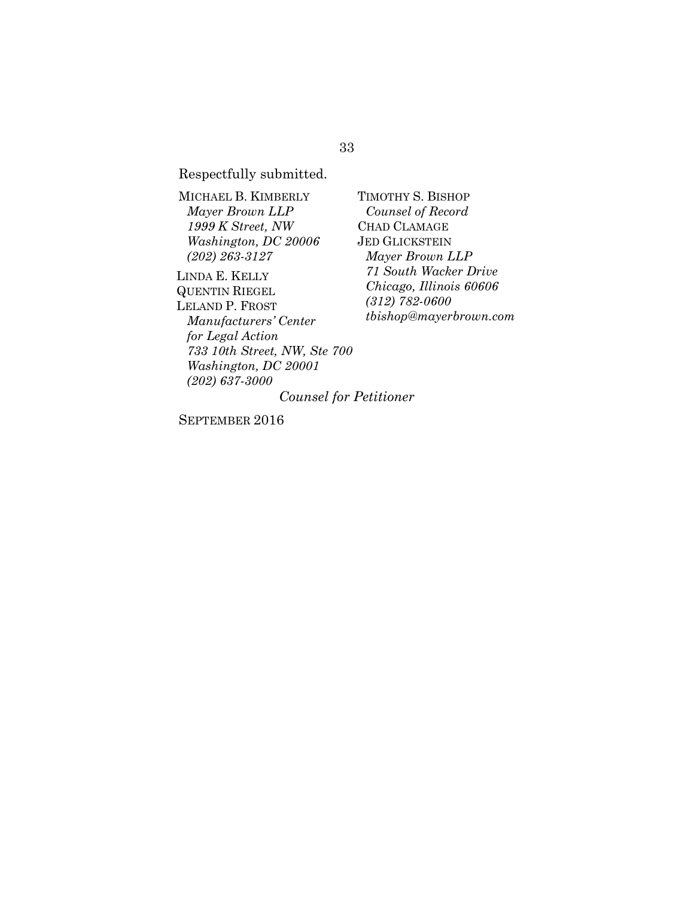Respectfully submitted.

MICHAEL B. KIMBERLY
*Mayer Brown LLP*
*1999 K Street, NW*
*Washington, DC 20006*
*(202) 263-3127*

LINDA E. KELLY
QUENTIN RIEGEL
LELAND P. FROST
*Manufacturers' Center for Legal Action*
*733 10th Street, NW, Ste 700*
*Washington, DC 20001*
*(202) 637-3000*

TIMOTHY S. BISHOP
*Counsel of Record*
CHAD CLAMAGE
JED GLICKSTEIN
*Mayer Brown LLP*
*71 South Wacker Drive*
*Chicago, Illinois 60606*
*(312) 782-0600*
*tbishop@mayerbrown.com*

*Counsel for Petitioner*

SEPTEMBER 2016